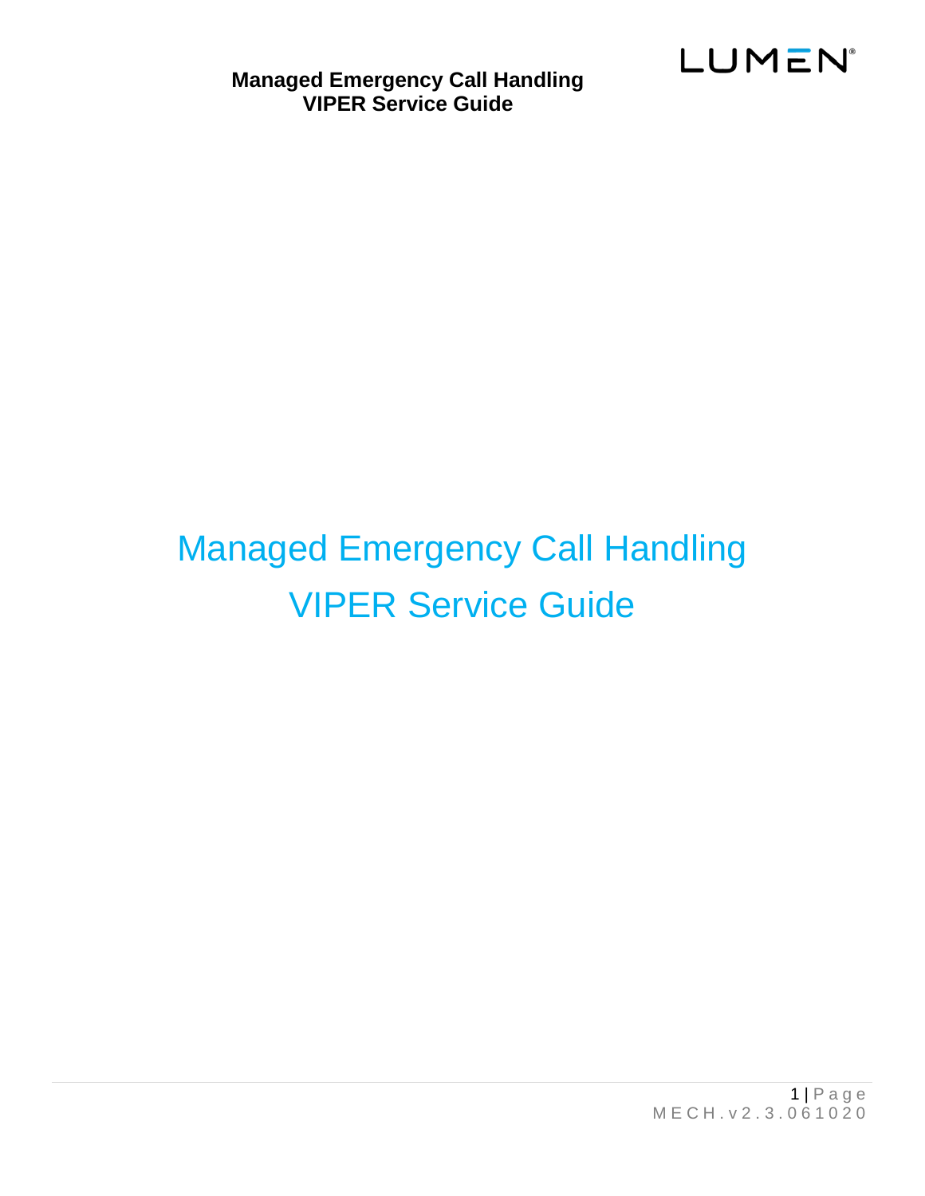# Managed Emergency Call Handling VIPER Service Guide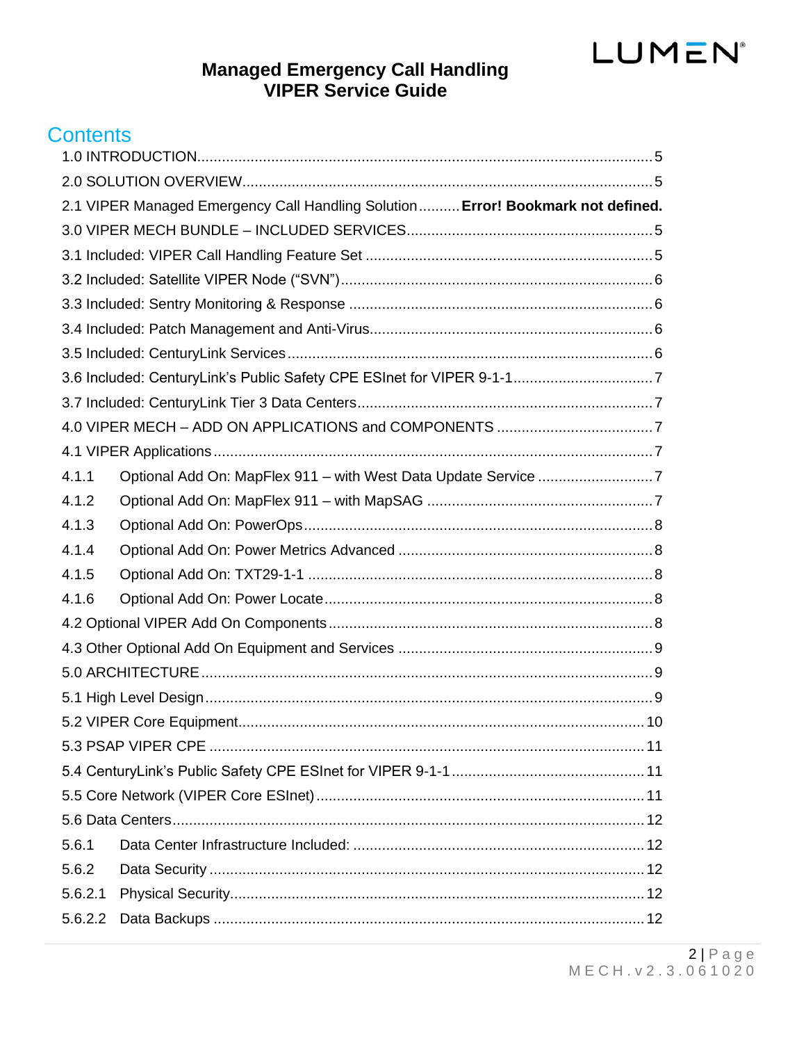# Managed Emergency Call Handling
# VIPER Service Guide

## Contents

1.0 INTRODUCTION .......... 5
2.0 SOLUTION OVERVIEW .......... 5
2.1 VIPER Managed Emergency Call Handling Solution .......... **Error! Bookmark not defined.**
3.0 VIPER MECH BUNDLE – INCLUDED SERVICES .......... 5
3.1 Included: VIPER Call Handling Feature Set .......... 5
3.2 Included: Satellite VIPER Node (“SVN”) .......... 6
3.3 Included: Sentry Monitoring & Response .......... 6
3.4 Included: Patch Management and Anti-Virus .......... 6
3.5 Included: CenturyLink Services .......... 6
3.6 Included: CenturyLink’s Public Safety CPE ESInet for VIPER 9-1-1 .......... 7
3.7 Included: CenturyLink Tier 3 Data Centers .......... 7
4.0 VIPER MECH – ADD ON APPLICATIONS and COMPONENTS .......... 7
4.1 VIPER Applications .......... 7
4.1.1 Optional Add On: MapFlex 911 – with West Data Update Service .......... 7
4.1.2 Optional Add On: MapFlex 911 – with MapSAG .......... 7
4.1.3 Optional Add On: PowerOps .......... 8
4.1.4 Optional Add On: Power Metrics Advanced .......... 8
4.1.5 Optional Add On: TXT29-1-1 .......... 8
4.1.6 Optional Add On: Power Locate .......... 8
4.2 Optional VIPER Add On Components .......... 8
4.3 Other Optional Add On Equipment and Services .......... 9
5.0 ARCHITECTURE .......... 9
5.1 High Level Design .......... 9
5.2 VIPER Core Equipment .......... 10
5.3 PSAP VIPER CPE .......... 11
5.4 CenturyLink’s Public Safety CPE ESInet for VIPER 9-1-1 .......... 11
5.5 Core Network (VIPER Core ESInet) .......... 11
5.6 Data Centers .......... 12
5.6.1 Data Center Infrastructure Included: .......... 12
5.6.2 Data Security .......... 12
5.6.2.1 Physical Security .......... 12
5.6.2.2 Data Backups .......... 12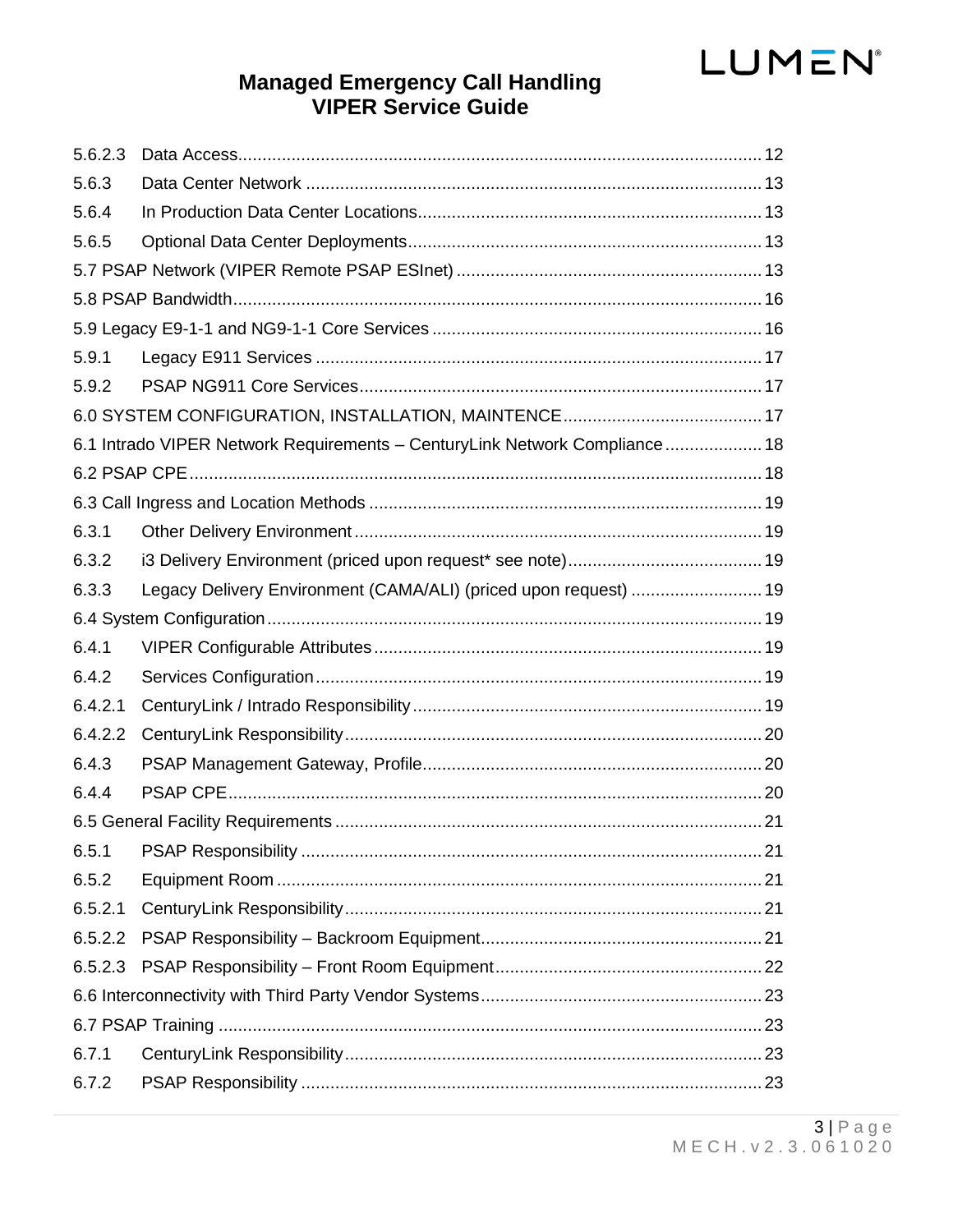| | | |
|---|---|---|
| 5.6.2.3 | Data Access | 12 |
| 5.6.3 | Data Center Network | 13 |
| 5.6.4 | In Production Data Center Locations | 13 |
| 5.6.5 | Optional Data Center Deployments | 13 |
| 5.7 PSAP Network (VIPER Remote PSAP ESInet) | | 13 |
| 5.8 PSAP Bandwidth | | 16 |
| 5.9 Legacy E9-1-1 and NG9-1-1 Core Services | | 16 |
| 5.9.1 | Legacy E911 Services | 17 |
| 5.9.2 | PSAP NG911 Core Services | 17 |
| 6.0 SYSTEM CONFIGURATION, INSTALLATION, MAINTENCE | | 17 |
| 6.1 Intrado VIPER Network Requirements – CenturyLink Network Compliance | | 18 |
| 6.2 PSAP CPE | | 18 |
| 6.3 Call Ingress and Location Methods | | 19 |
| 6.3.1 | Other Delivery Environment | 19 |
| 6.3.2 | i3 Delivery Environment (priced upon request* see note) | 19 |
| 6.3.3 | Legacy Delivery Environment (CAMA/ALI) (priced upon request) | 19 |
| 6.4 System Configuration | | 19 |
| 6.4.1 | VIPER Configurable Attributes | 19 |
| 6.4.2 | Services Configuration | 19 |
| 6.4.2.1 | CenturyLink / Intrado Responsibility | 19 |
| 6.4.2.2 | CenturyLink Responsibility | 20 |
| 6.4.3 | PSAP Management Gateway, Profile | 20 |
| 6.4.4 | PSAP CPE | 20 |
| 6.5 General Facility Requirements | | 21 |
| 6.5.1 | PSAP Responsibility | 21 |
| 6.5.2 | Equipment Room | 21 |
| 6.5.2.1 | CenturyLink Responsibility | 21 |
| 6.5.2.2 | PSAP Responsibility – Backroom Equipment | 21 |
| 6.5.2.3 | PSAP Responsibility – Front Room Equipment | 22 |
| 6.6 Interconnectivity with Third Party Vendor Systems | | 23 |
| 6.7 PSAP Training | | 23 |
| 6.7.1 | CenturyLink Responsibility | 23 |
| 6.7.2 | PSAP Responsibility | 23 |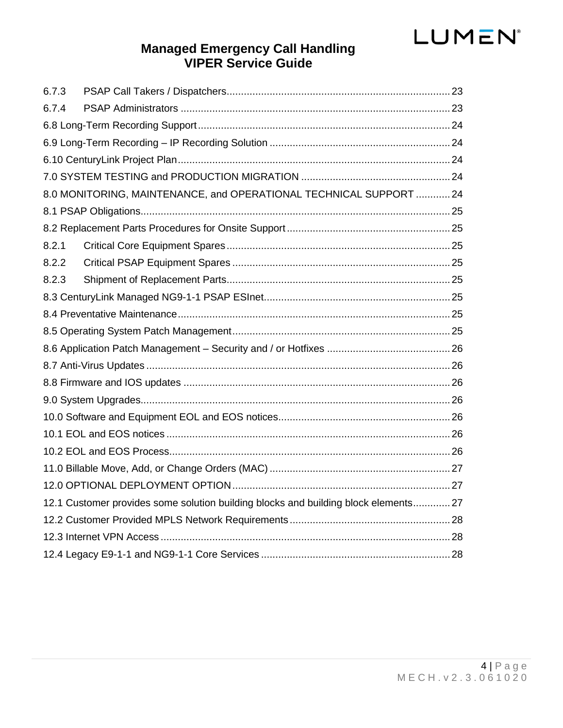6.7.3 PSAP Call Takers / Dispatchers ..... 23
6.7.4 PSAP Administrators ..... 23
6.8 Long-Term Recording Support ..... 24
6.9 Long-Term Recording – IP Recording Solution ..... 24
6.10 CenturyLink Project Plan ..... 24
7.0 SYSTEM TESTING and PRODUCTION MIGRATION ..... 24
8.0 MONITORING, MAINTENANCE, and OPERATIONAL TECHNICAL SUPPORT ..... 24
8.1 PSAP Obligations ..... 25
8.2 Replacement Parts Procedures for Onsite Support ..... 25
8.2.1 Critical Core Equipment Spares ..... 25
8.2.2 Critical PSAP Equipment Spares ..... 25
8.2.3 Shipment of Replacement Parts ..... 25
8.3 CenturyLink Managed NG9-1-1 PSAP ESInet ..... 25
8.4 Preventative Maintenance ..... 25
8.5 Operating System Patch Management ..... 25
8.6 Application Patch Management – Security and / or Hotfixes ..... 26
8.7 Anti-Virus Updates ..... 26
8.8 Firmware and IOS updates ..... 26
9.0 System Upgrades ..... 26
10.0 Software and Equipment EOL and EOS notices ..... 26
10.1 EOL and EOS notices ..... 26
10.2 EOL and EOS Process ..... 26
11.0 Billable Move, Add, or Change Orders (MAC) ..... 27
12.0 OPTIONAL DEPLOYMENT OPTION ..... 27
12.1 Customer provides some solution building blocks and building block elements ..... 27
12.2 Customer Provided MPLS Network Requirements ..... 28
12.3 Internet VPN Access ..... 28
12.4 Legacy E9-1-1 and NG9-1-1 Core Services ..... 28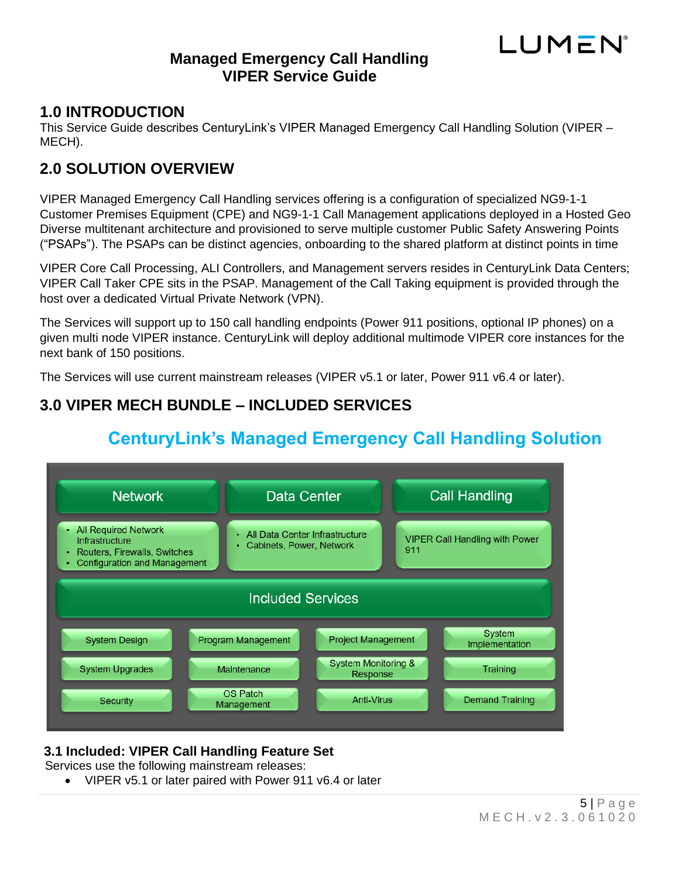# Managed Emergency Call Handling
# VIPER Service Guide

## 1.0 INTRODUCTION

This Service Guide describes CenturyLink's VIPER Managed Emergency Call Handling Solution (VIPER – MECH).

## 2.0 SOLUTION OVERVIEW

VIPER Managed Emergency Call Handling services offering is a configuration of specialized NG9-1-1 Customer Premises Equipment (CPE) and NG9-1-1 Call Management applications deployed in a Hosted Geo Diverse multitenant architecture and provisioned to serve multiple customer Public Safety Answering Points ("PSAPs"). The PSAPs can be distinct agencies, onboarding to the shared platform at distinct points in time

VIPER Core Call Processing, ALI Controllers, and Management servers resides in CenturyLink Data Centers; VIPER Call Taker CPE sits in the PSAP. Management of the Call Taking equipment is provided through the host over a dedicated Virtual Private Network (VPN).

The Services will support up to 150 call handling endpoints (Power 911 positions, optional IP phones) on a given multi node VIPER instance. CenturyLink will deploy additional multimode VIPER core instances for the next bank of 150 positions.

The Services will use current mainstream releases (VIPER v5.1 or later, Power 911 v6.4 or later).

## 3.0 VIPER MECH BUNDLE – INCLUDED SERVICES

**CenturyLink's Managed Emergency Call Handling Solution**

| Network | Data Center | Call Handling |
|---|---|---|
| • All Required Network Infrastructure<br>• Routers, Firewalls, Switches<br>• Configuration and Management | • All Data Center Infrastructure<br>• Cabinets, Power, Network | VIPER Call Handling with Power 911 |

**Included Services**

| | | | |
|---|---|---|---|
| System Design | Program Management | Project Management | System Implementation |
| System Upgrades | Maintenance | System Monitoring & Response | Training |
| Security | OS Patch Management | Anti-Virus | Demand Training |

### 3.1 Included: VIPER Call Handling Feature Set

Services use the following mainstream releases:

- VIPER v5.1 or later paired with Power 911 v6.4 or later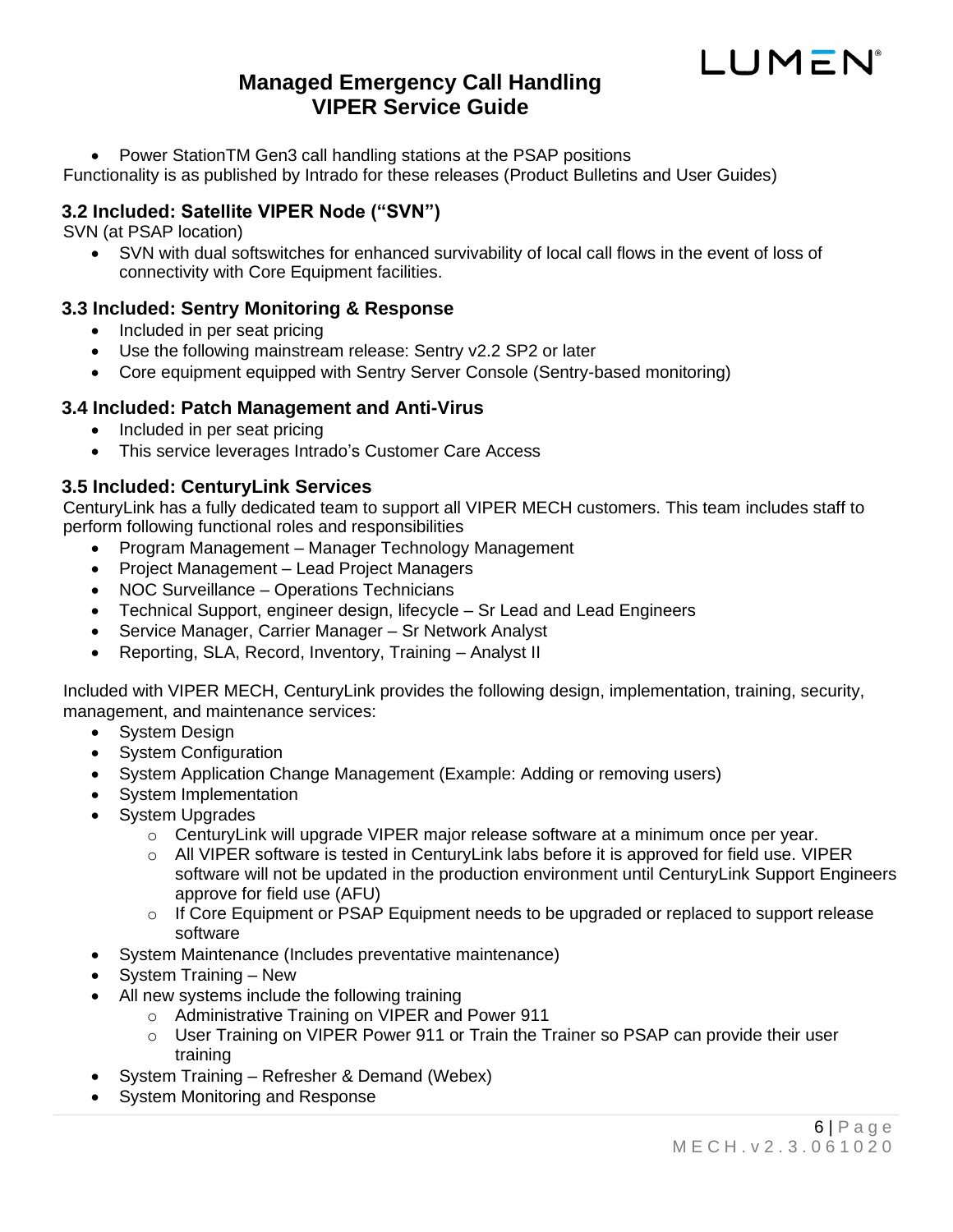- Power StationTM Gen3 call handling stations at the PSAP positions

Functionality is as published by Intrado for these releases (Product Bulletins and User Guides)

### 3.2 Included: Satellite VIPER Node ("SVN")

SVN (at PSAP location)

- SVN with dual softswitches for enhanced survivability of local call flows in the event of loss of connectivity with Core Equipment facilities.

### 3.3 Included: Sentry Monitoring & Response

- Included in per seat pricing
- Use the following mainstream release: Sentry v2.2 SP2 or later
- Core equipment equipped with Sentry Server Console (Sentry-based monitoring)

### 3.4 Included: Patch Management and Anti-Virus

- Included in per seat pricing
- This service leverages Intrado's Customer Care Access

### 3.5 Included: CenturyLink Services

CenturyLink has a fully dedicated team to support all VIPER MECH customers. This team includes staff to perform following functional roles and responsibilities

- Program Management – Manager Technology Management
- Project Management – Lead Project Managers
- NOC Surveillance – Operations Technicians
- Technical Support, engineer design, lifecycle – Sr Lead and Lead Engineers
- Service Manager, Carrier Manager – Sr Network Analyst
- Reporting, SLA, Record, Inventory, Training – Analyst II

Included with VIPER MECH, CenturyLink provides the following design, implementation, training, security, management, and maintenance services:

- System Design
- System Configuration
- System Application Change Management (Example: Adding or removing users)
- System Implementation
- System Upgrades
  - CenturyLink will upgrade VIPER major release software at a minimum once per year.
  - All VIPER software is tested in CenturyLink labs before it is approved for field use. VIPER software will not be updated in the production environment until CenturyLink Support Engineers approve for field use (AFU)
  - If Core Equipment or PSAP Equipment needs to be upgraded or replaced to support release software
- System Maintenance (Includes preventative maintenance)
- System Training – New
- All new systems include the following training
  - Administrative Training on VIPER and Power 911
  - User Training on VIPER Power 911 or Train the Trainer so PSAP can provide their user training
- System Training – Refresher & Demand (Webex)
- System Monitoring and Response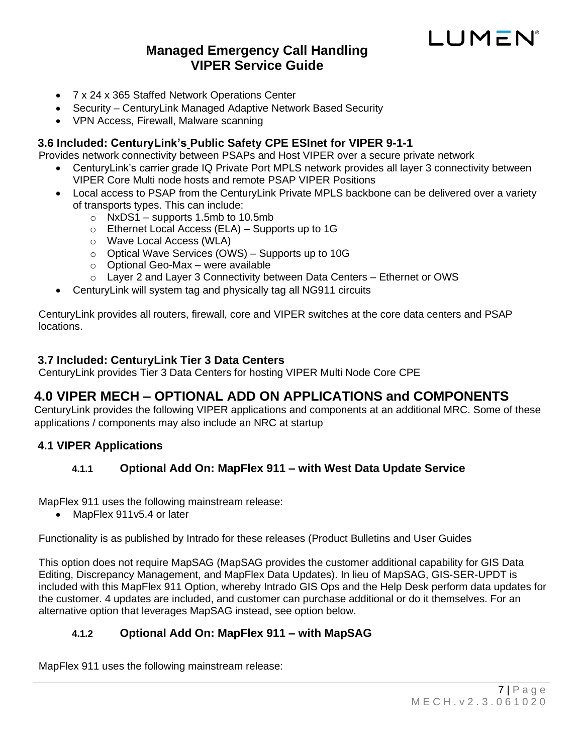- 7 x 24 x 365 Staffed Network Operations Center
- Security – CenturyLink Managed Adaptive Network Based Security
- VPN Access, Firewall, Malware scanning

### 3.6 Included: CenturyLink's Public Safety CPE ESInet for VIPER 9-1-1

Provides network connectivity between PSAPs and Host VIPER over a secure private network

- CenturyLink's carrier grade IQ Private Port MPLS network provides all layer 3 connectivity between VIPER Core Multi node hosts and remote PSAP VIPER Positions
- Local access to PSAP from the CenturyLink Private MPLS backbone can be delivered over a variety of transports types. This can include:
  - NxDS1 – supports 1.5mb to 10.5mb
  - Ethernet Local Access (ELA) – Supports up to 1G
  - Wave Local Access (WLA)
  - Optical Wave Services (OWS) – Supports up to 10G
  - Optional Geo-Max – were available
  - Layer 2 and Layer 3 Connectivity between Data Centers – Ethernet or OWS
- CenturyLink will system tag and physically tag all NG911 circuits

CenturyLink provides all routers, firewall, core and VIPER switches at the core data centers and PSAP locations.

### 3.7 Included: CenturyLink Tier 3 Data Centers

CenturyLink provides Tier 3 Data Centers for hosting VIPER Multi Node Core CPE

## 4.0 VIPER MECH – OPTIONAL ADD ON APPLICATIONS and COMPONENTS

CenturyLink provides the following VIPER applications and components at an additional MRC. Some of these applications / components may also include an NRC at startup

### 4.1 VIPER Applications

#### 4.1.1 Optional Add On: MapFlex 911 – with West Data Update Service

MapFlex 911 uses the following mainstream release:

- MapFlex 911v5.4 or later

Functionality is as published by Intrado for these releases (Product Bulletins and User Guides

This option does not require MapSAG (MapSAG provides the customer additional capability for GIS Data Editing, Discrepancy Management, and MapFlex Data Updates). In lieu of MapSAG, GIS-SER-UPDT is included with this MapFlex 911 Option, whereby Intrado GIS Ops and the Help Desk perform data updates for the customer. 4 updates are included, and customer can purchase additional or do it themselves. For an alternative option that leverages MapSAG instead, see option below.

#### 4.1.2 Optional Add On: MapFlex 911 – with MapSAG

MapFlex 911 uses the following mainstream release: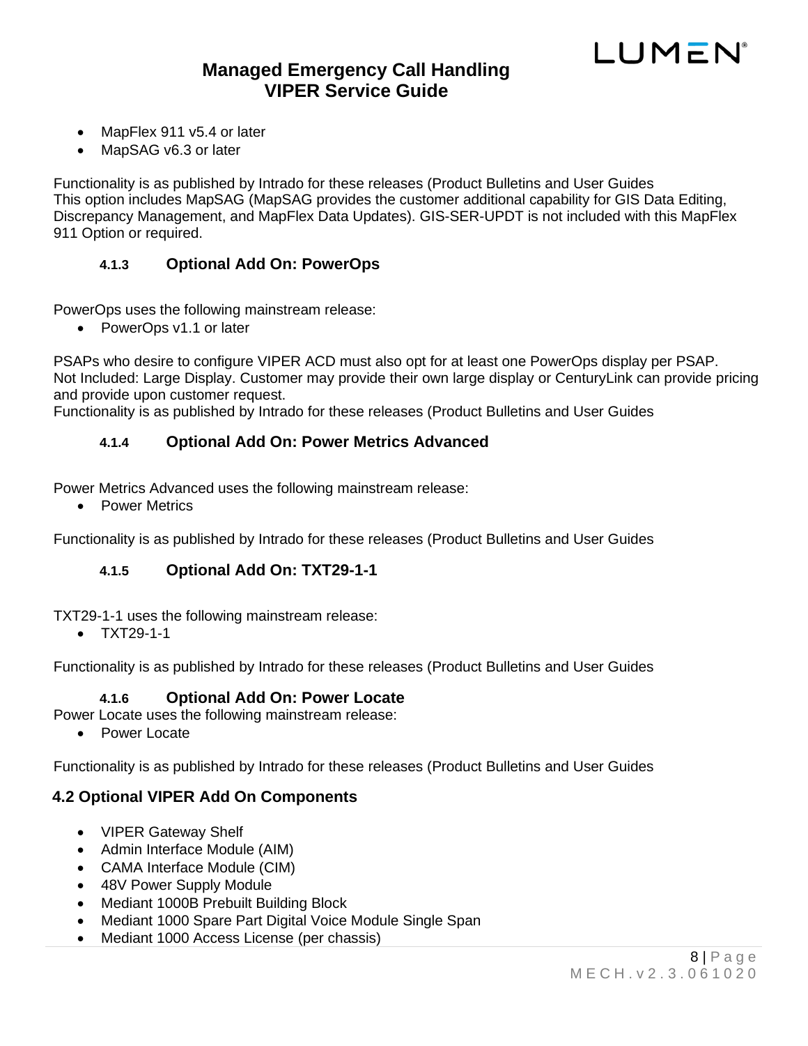- MapFlex 911 v5.4 or later
- MapSAG v6.3 or later

Functionality is as published by Intrado for these releases (Product Bulletins and User Guides
This option includes MapSAG (MapSAG provides the customer additional capability for GIS Data Editing, Discrepancy Management, and MapFlex Data Updates). GIS-SER-UPDT is not included with this MapFlex 911 Option or required.

#### 4.1.3 Optional Add On: PowerOps

PowerOps uses the following mainstream release:

- PowerOps v1.1 or later

PSAPs who desire to configure VIPER ACD must also opt for at least one PowerOps display per PSAP.
Not Included: Large Display. Customer may provide their own large display or CenturyLink can provide pricing and provide upon customer request.
Functionality is as published by Intrado for these releases (Product Bulletins and User Guides

#### 4.1.4 Optional Add On: Power Metrics Advanced

Power Metrics Advanced uses the following mainstream release:

- Power Metrics

Functionality is as published by Intrado for these releases (Product Bulletins and User Guides

#### 4.1.5 Optional Add On: TXT29-1-1

TXT29-1-1 uses the following mainstream release:

- TXT29-1-1

Functionality is as published by Intrado for these releases (Product Bulletins and User Guides

#### 4.1.6 Optional Add On: Power Locate

Power Locate uses the following mainstream release:

- Power Locate

Functionality is as published by Intrado for these releases (Product Bulletins and User Guides

### 4.2 Optional VIPER Add On Components

- VIPER Gateway Shelf
- Admin Interface Module (AIM)
- CAMA Interface Module (CIM)
- 48V Power Supply Module
- Mediant 1000B Prebuilt Building Block
- Mediant 1000 Spare Part Digital Voice Module Single Span
- Mediant 1000 Access License (per chassis)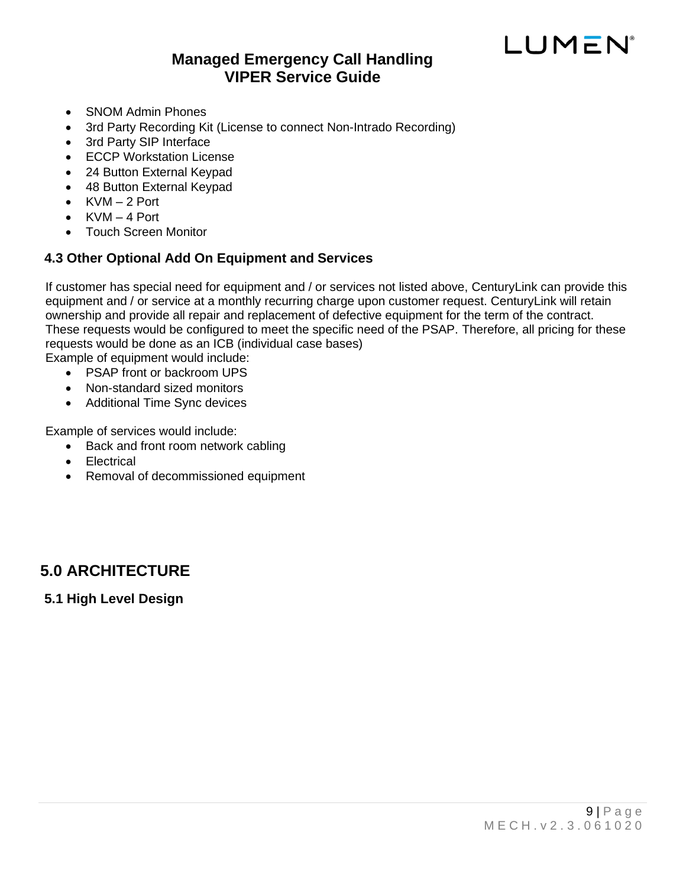- SNOM Admin Phones
- 3rd Party Recording Kit (License to connect Non-Intrado Recording)
- 3rd Party SIP Interface
- ECCP Workstation License
- 24 Button External Keypad
- 48 Button External Keypad
- KVM – 2 Port
- KVM – 4 Port
- Touch Screen Monitor

### 4.3 Other Optional Add On Equipment and Services

If customer has special need for equipment and / or services not listed above, CenturyLink can provide this equipment and / or service at a monthly recurring charge upon customer request. CenturyLink will retain ownership and provide all repair and replacement of defective equipment for the term of the contract. These requests would be configured to meet the specific need of the PSAP. Therefore, all pricing for these requests would be done as an ICB (individual case bases)
Example of equipment would include:

- PSAP front or backroom UPS
- Non-standard sized monitors
- Additional Time Sync devices

Example of services would include:

- Back and front room network cabling
- Electrical
- Removal of decommissioned equipment

## 5.0 ARCHITECTURE

### 5.1 High Level Design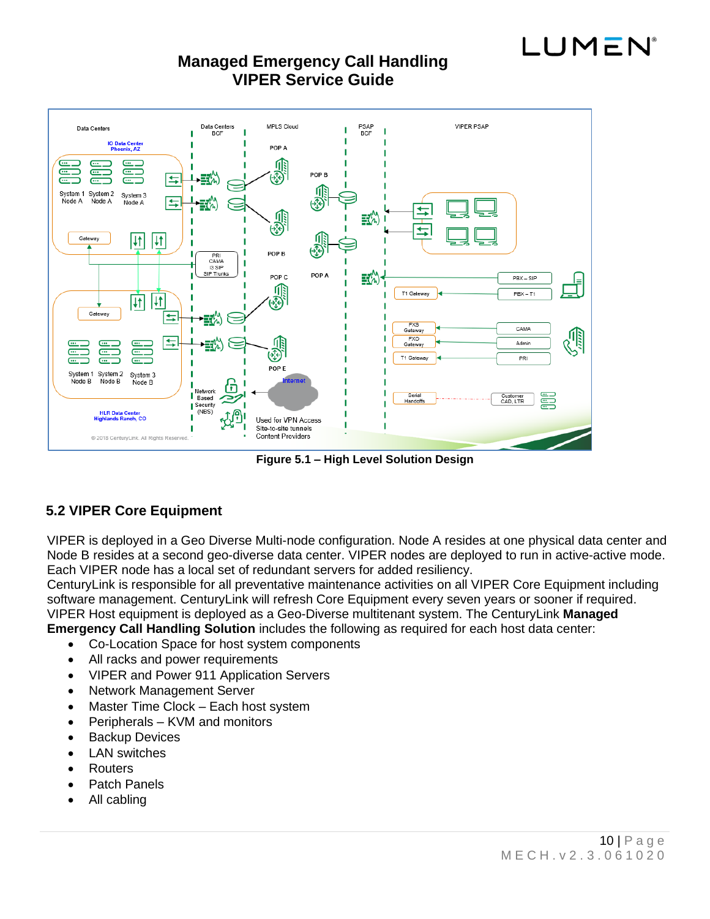Figure 5.1 – High Level Solution Design

## 5.2 VIPER Core Equipment

VIPER is deployed in a Geo Diverse Multi-node configuration. Node A resides at one physical data center and Node B resides at a second geo-diverse data center. VIPER nodes are deployed to run in active-active mode. Each VIPER node has a local set of redundant servers for added resiliency.
CenturyLink is responsible for all preventative maintenance activities on all VIPER Core Equipment including software management. CenturyLink will refresh Core Equipment every seven years or sooner if required.
VIPER Host equipment is deployed as a Geo-Diverse multitenant system. The CenturyLink **Managed Emergency Call Handling Solution** includes the following as required for each host data center:

- Co-Location Space for host system components
- All racks and power requirements
- VIPER and Power 911 Application Servers
- Network Management Server
- Master Time Clock – Each host system
- Peripherals – KVM and monitors
- Backup Devices
- LAN switches
- Routers
- Patch Panels
- All cabling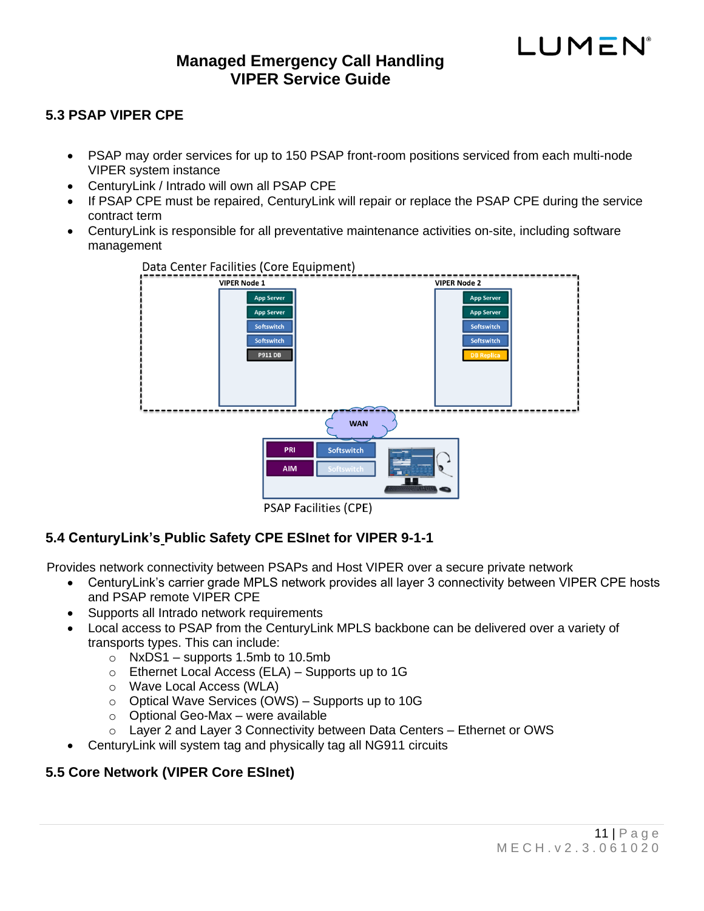## 5.3 PSAP VIPER CPE

- PSAP may order services for up to 150 PSAP front-room positions serviced from each multi-node VIPER system instance
- CenturyLink / Intrado will own all PSAP CPE
- If PSAP CPE must be repaired, CenturyLink will repair or replace the PSAP CPE during the service contract term
- CenturyLink is responsible for all preventative maintenance activities on-site, including software management

Data Center Facilities (Core Equipment)

VIPER Node 1: App Server, App Server, Softswitch, Softswitch, P911 DB

VIPER Node 2: App Server, App Server, Softswitch, Softswitch, DB Replica

WAN

PRI, Softswitch, AIM, Softswitch

PSAP Facilities (CPE)

## 5.4 CenturyLink's Public Safety CPE ESInet for VIPER 9-1-1

Provides network connectivity between PSAPs and Host VIPER over a secure private network

- CenturyLink's carrier grade MPLS network provides all layer 3 connectivity between VIPER CPE hosts and PSAP remote VIPER CPE
- Supports all Intrado network requirements
- Local access to PSAP from the CenturyLink MPLS backbone can be delivered over a variety of transports types. This can include:
  - NxDS1 – supports 1.5mb to 10.5mb
  - Ethernet Local Access (ELA) – Supports up to 1G
  - Wave Local Access (WLA)
  - Optical Wave Services (OWS) – Supports up to 10G
  - Optional Geo-Max – were available
  - Layer 2 and Layer 3 Connectivity between Data Centers – Ethernet or OWS
- CenturyLink will system tag and physically tag all NG911 circuits

## 5.5 Core Network (VIPER Core ESInet)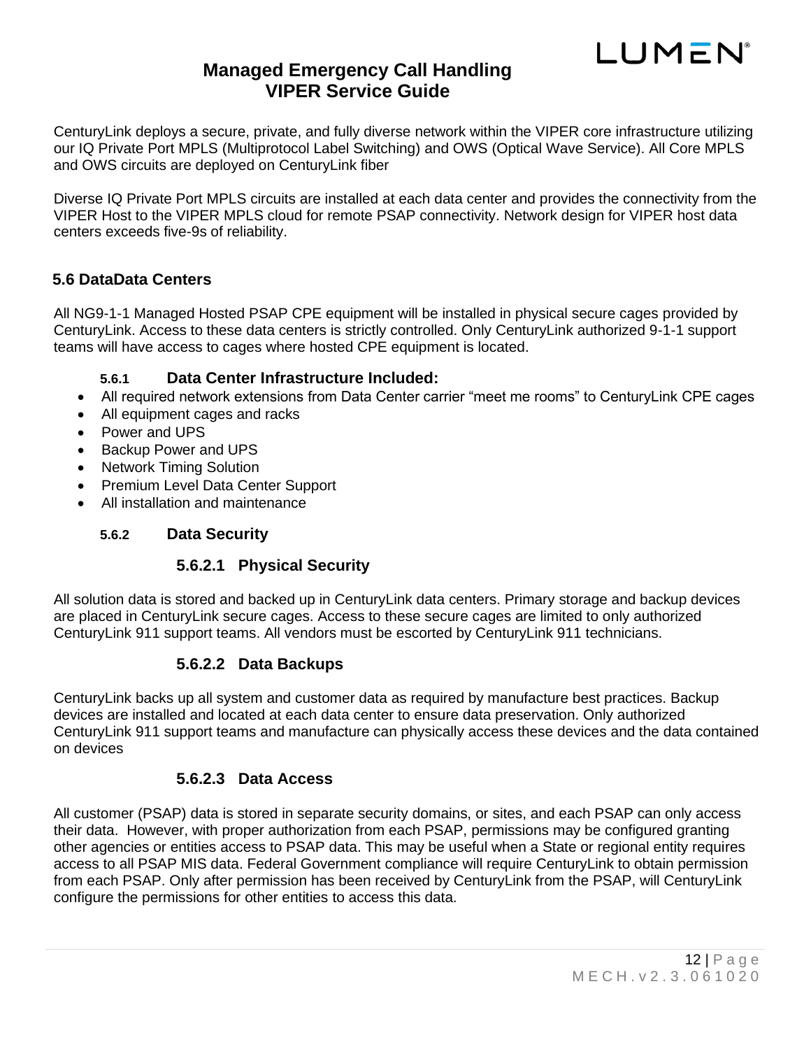CenturyLink deploys a secure, private, and fully diverse network within the VIPER core infrastructure utilizing our IQ Private Port MPLS (Multiprotocol Label Switching) and OWS (Optical Wave Service). All Core MPLS and OWS circuits are deployed on CenturyLink fiber

Diverse IQ Private Port MPLS circuits are installed at each data center and provides the connectivity from the VIPER Host to the VIPER MPLS cloud for remote PSAP connectivity. Network design for VIPER host data centers exceeds five-9s of reliability.

## 5.6 DataData Centers

All NG9-1-1 Managed Hosted PSAP CPE equipment will be installed in physical secure cages provided by CenturyLink. Access to these data centers is strictly controlled. Only CenturyLink authorized 9-1-1 support teams will have access to cages where hosted CPE equipment is located.

### 5.6.1 Data Center Infrastructure Included:

- All required network extensions from Data Center carrier “meet me rooms” to CenturyLink CPE cages
- All equipment cages and racks
- Power and UPS
- Backup Power and UPS
- Network Timing Solution
- Premium Level Data Center Support
- All installation and maintenance

### 5.6.2 Data Security

#### 5.6.2.1 Physical Security

All solution data is stored and backed up in CenturyLink data centers. Primary storage and backup devices are placed in CenturyLink secure cages. Access to these secure cages are limited to only authorized CenturyLink 911 support teams. All vendors must be escorted by CenturyLink 911 technicians.

#### 5.6.2.2 Data Backups

CenturyLink backs up all system and customer data as required by manufacture best practices. Backup devices are installed and located at each data center to ensure data preservation. Only authorized CenturyLink 911 support teams and manufacture can physically access these devices and the data contained on devices

#### 5.6.2.3 Data Access

All customer (PSAP) data is stored in separate security domains, or sites, and each PSAP can only access their data. However, with proper authorization from each PSAP, permissions may be configured granting other agencies or entities access to PSAP data. This may be useful when a State or regional entity requires access to all PSAP MIS data. Federal Government compliance will require CenturyLink to obtain permission from each PSAP. Only after permission has been received by CenturyLink from the PSAP, will CenturyLink configure the permissions for other entities to access this data.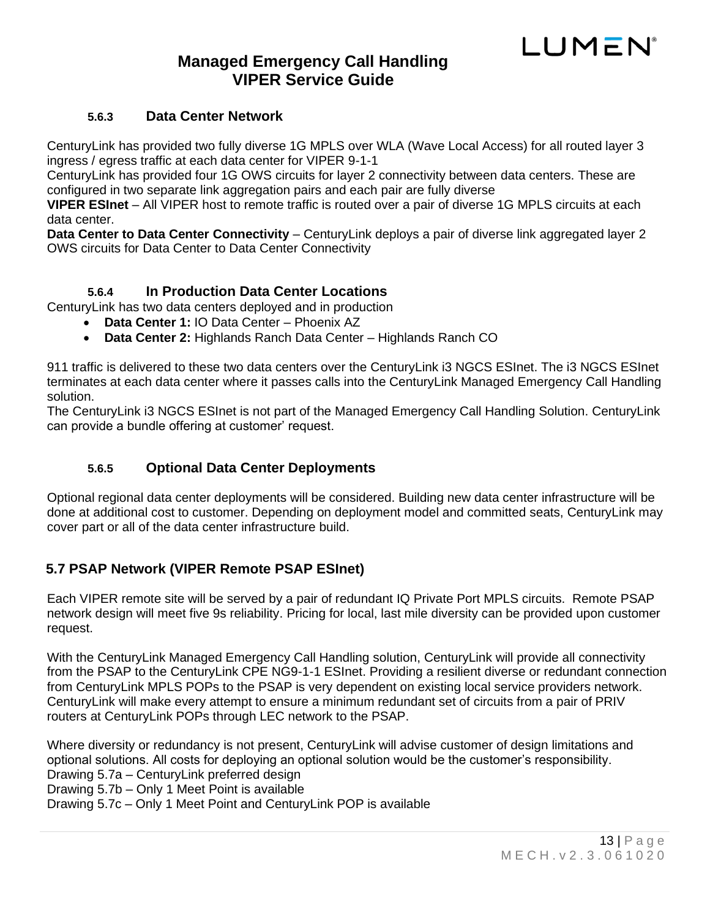#### 5.6.3 Data Center Network

CenturyLink has provided two fully diverse 1G MPLS over WLA (Wave Local Access) for all routed layer 3 ingress / egress traffic at each data center for VIPER 9-1-1
CenturyLink has provided four 1G OWS circuits for layer 2 connectivity between data centers. These are configured in two separate link aggregation pairs and each pair are fully diverse
**VIPER ESInet** – All VIPER host to remote traffic is routed over a pair of diverse 1G MPLS circuits at each data center.
**Data Center to Data Center Connectivity** – CenturyLink deploys a pair of diverse link aggregated layer 2 OWS circuits for Data Center to Data Center Connectivity

#### 5.6.4 In Production Data Center Locations

CenturyLink has two data centers deployed and in production

- **Data Center 1:** IO Data Center – Phoenix AZ
- **Data Center 2:** Highlands Ranch Data Center – Highlands Ranch CO

911 traffic is delivered to these two data centers over the CenturyLink i3 NGCS ESInet. The i3 NGCS ESInet terminates at each data center where it passes calls into the CenturyLink Managed Emergency Call Handling solution.
The CenturyLink i3 NGCS ESInet is not part of the Managed Emergency Call Handling Solution. CenturyLink can provide a bundle offering at customer' request.

#### 5.6.5 Optional Data Center Deployments

Optional regional data center deployments will be considered. Building new data center infrastructure will be done at additional cost to customer. Depending on deployment model and committed seats, CenturyLink may cover part or all of the data center infrastructure build.

### 5.7 PSAP Network (VIPER Remote PSAP ESInet)

Each VIPER remote site will be served by a pair of redundant IQ Private Port MPLS circuits. Remote PSAP network design will meet five 9s reliability. Pricing for local, last mile diversity can be provided upon customer request.

With the CenturyLink Managed Emergency Call Handling solution, CenturyLink will provide all connectivity from the PSAP to the CenturyLink CPE NG9-1-1 ESInet. Providing a resilient diverse or redundant connection from CenturyLink MPLS POPs to the PSAP is very dependent on existing local service providers network. CenturyLink will make every attempt to ensure a minimum redundant set of circuits from a pair of PRIV routers at CenturyLink POPs through LEC network to the PSAP.

Where diversity or redundancy is not present, CenturyLink will advise customer of design limitations and optional solutions. All costs for deploying an optional solution would be the customer's responsibility.
Drawing 5.7a – CenturyLink preferred design
Drawing 5.7b – Only 1 Meet Point is available
Drawing 5.7c – Only 1 Meet Point and CenturyLink POP is available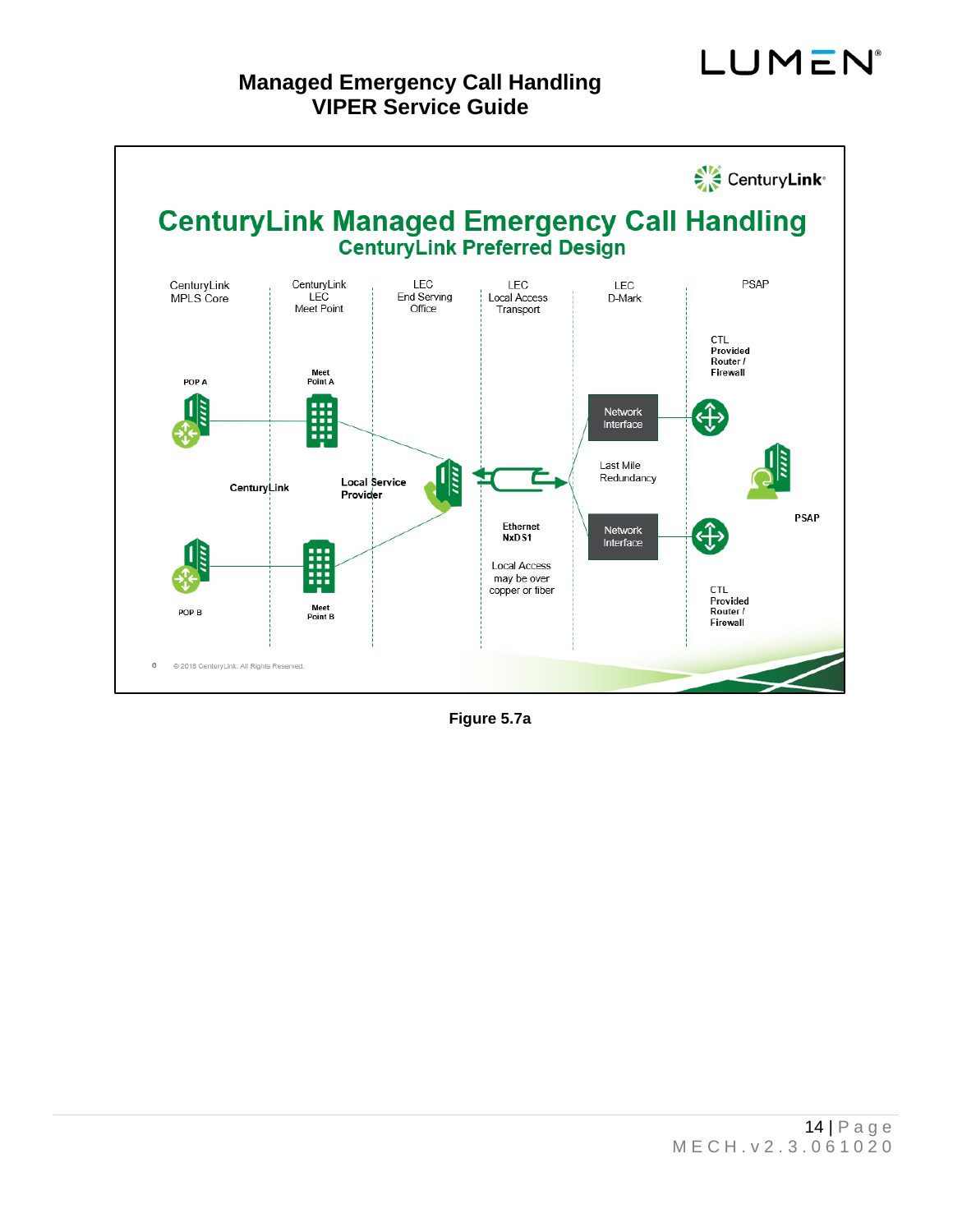## CenturyLink Managed Emergency Call Handling

### CenturyLink Preferred Design

CenturyLink MPLS Core | CenturyLink LEC Meet Point | LEC End Serving Office | LEC Local Access Transport | LEC D-Mark | PSAP

POP A

Meet Point A

CenturyLink

Local Service Provider

POP B

Meet Point B

Ethernet NxDS1

Local Access may be over copper or fiber

Network Interface

Last Mile Redundancy

Network Interface

CTL Provided Router / Firewall

PSAP

CTL Provided Router / Firewall

© 2018 CenturyLink. All Rights Reserved.

**Figure 5.7a**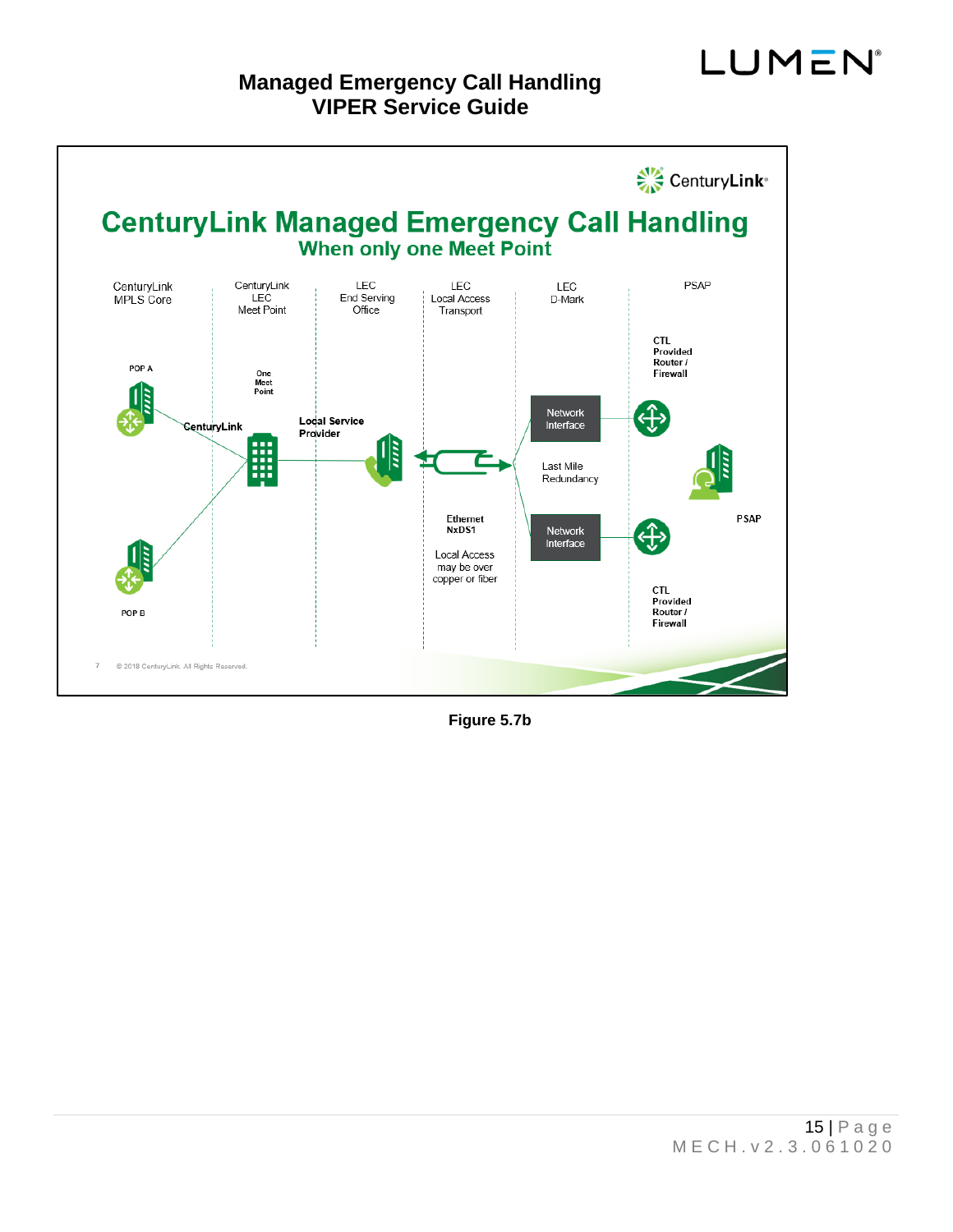# CenturyLink Managed Emergency Call Handling

## When only one Meet Point

| CenturyLink MPLS Core | CenturyLink LEC Meet Point | LEC End Serving Office | LEC Local Access Transport | LEC D-Mark | PSAP |
|---|---|---|---|---|---|

POP A

One Meet Point

CenturyLink

Local Service Provider

Network Interface

CTL Provided Router / Firewall

Last Mile Redundancy

Ethernet NxDS1

Local Access may be over copper or fiber

Network Interface

PSAP

CTL Provided Router / Firewall

POP B

© 2018 CenturyLink. All Rights Reserved.

**Figure 5.7b**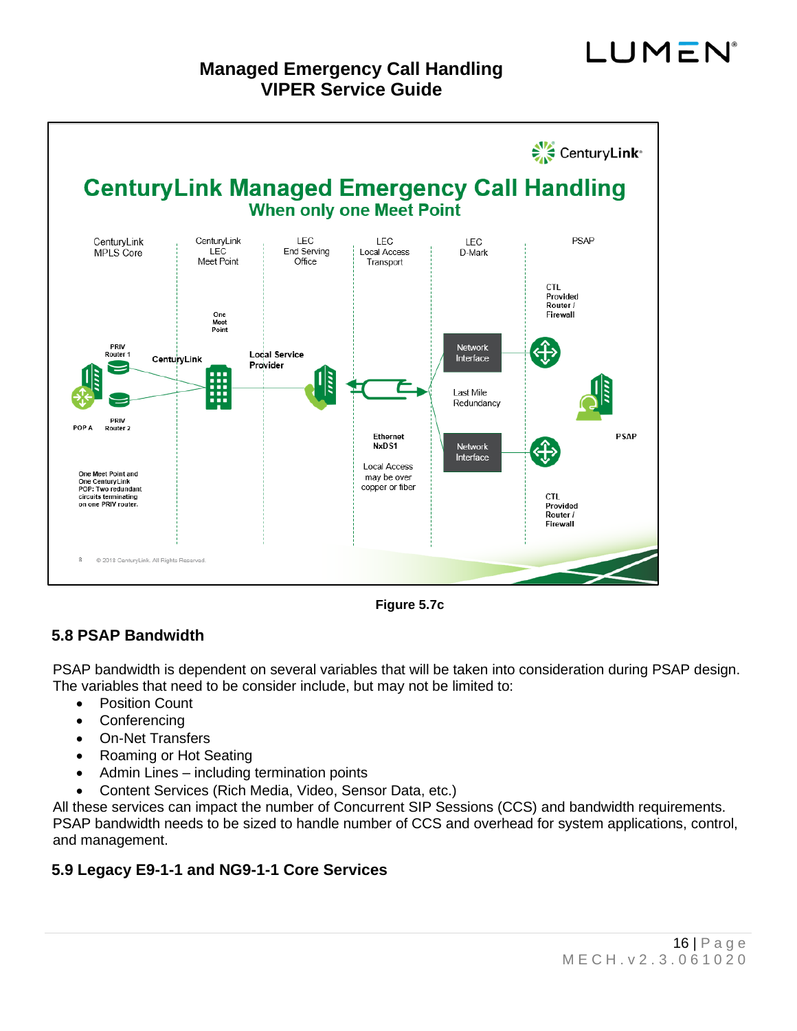Figure 5.7c

## 5.8 PSAP Bandwidth

PSAP bandwidth is dependent on several variables that will be taken into consideration during PSAP design. The variables that need to be consider include, but may not be limited to:

- Position Count
- Conferencing
- On-Net Transfers
- Roaming or Hot Seating
- Admin Lines – including termination points
- Content Services (Rich Media, Video, Sensor Data, etc.)

All these services can impact the number of Concurrent SIP Sessions (CCS) and bandwidth requirements. PSAP bandwidth needs to be sized to handle number of CCS and overhead for system applications, control, and management.

## 5.9 Legacy E9-1-1 and NG9-1-1 Core Services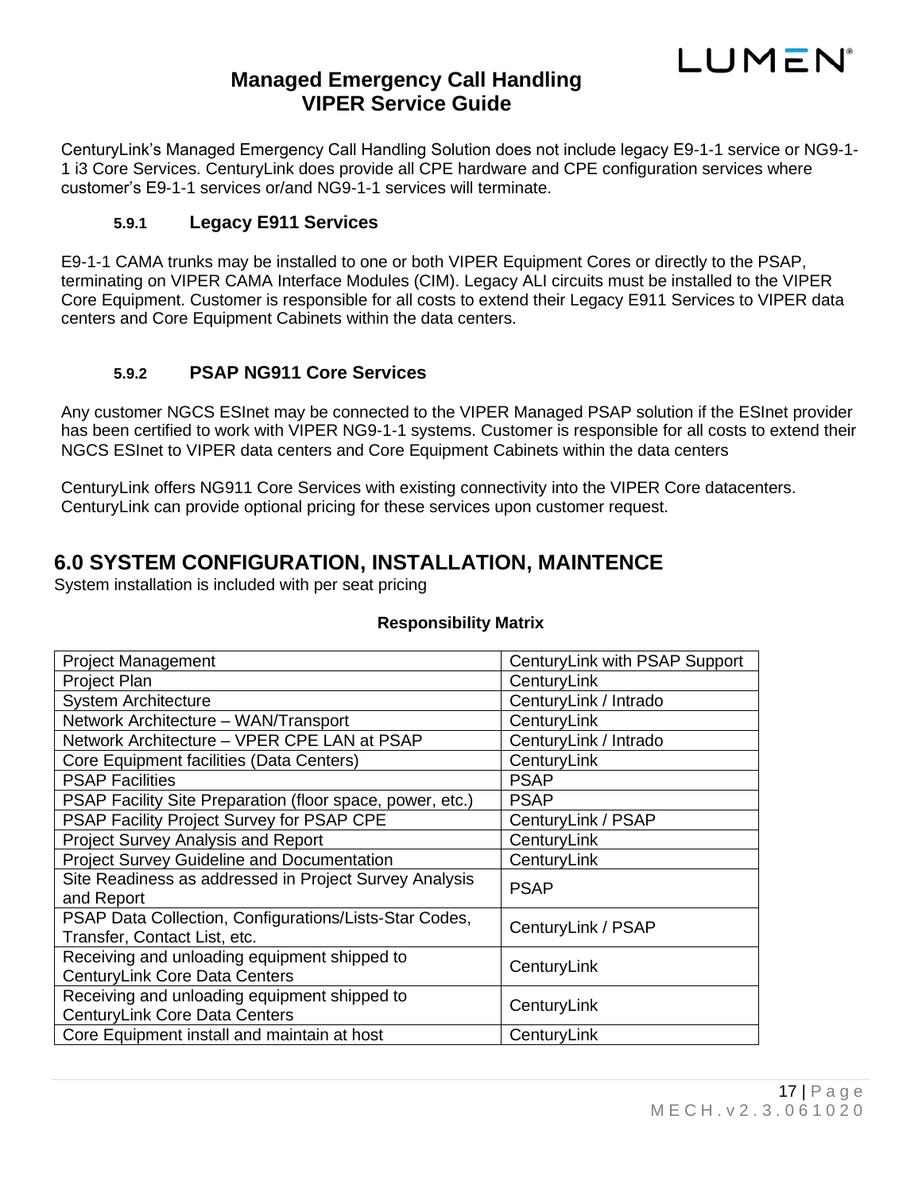CenturyLink's Managed Emergency Call Handling Solution does not include legacy E9-1-1 service or NG9-1-1 i3 Core Services. CenturyLink does provide all CPE hardware and CPE configuration services where customer's E9-1-1 services or/and NG9-1-1 services will terminate.

#### 5.9.1 Legacy E911 Services

E9-1-1 CAMA trunks may be installed to one or both VIPER Equipment Cores or directly to the PSAP, terminating on VIPER CAMA Interface Modules (CIM). Legacy ALI circuits must be installed to the VIPER Core Equipment. Customer is responsible for all costs to extend their Legacy E911 Services to VIPER data centers and Core Equipment Cabinets within the data centers.

#### 5.9.2 PSAP NG911 Core Services

Any customer NGCS ESInet may be connected to the VIPER Managed PSAP solution if the ESInet provider has been certified to work with VIPER NG9-1-1 systems. Customer is responsible for all costs to extend their NGCS ESInet to VIPER data centers and Core Equipment Cabinets within the data centers

CenturyLink offers NG911 Core Services with existing connectivity into the VIPER Core datacenters. CenturyLink can provide optional pricing for these services upon customer request.

## 6.0 SYSTEM CONFIGURATION, INSTALLATION, MAINTENCE

System installation is included with per seat pricing

**Responsibility Matrix**

| | |
|---|---|
| Project Management | CenturyLink with PSAP Support |
| Project Plan | CenturyLink |
| System Architecture | CenturyLink / Intrado |
| Network Architecture – WAN/Transport | CenturyLink |
| Network Architecture – VPER CPE LAN at PSAP | CenturyLink / Intrado |
| Core Equipment facilities (Data Centers) | CenturyLink |
| PSAP Facilities | PSAP |
| PSAP Facility Site Preparation (floor space, power, etc.) | PSAP |
| PSAP Facility Project Survey for PSAP CPE | CenturyLink / PSAP |
| Project Survey Analysis and Report | CenturyLink |
| Project Survey Guideline and Documentation | CenturyLink |
| Site Readiness as addressed in Project Survey Analysis and Report | PSAP |
| PSAP Data Collection, Configurations/Lists-Star Codes, Transfer, Contact List, etc. | CenturyLink / PSAP |
| Receiving and unloading equipment shipped to CenturyLink Core Data Centers | CenturyLink |
| Receiving and unloading equipment shipped to CenturyLink Core Data Centers | CenturyLink |
| Core Equipment install and maintain at host | CenturyLink |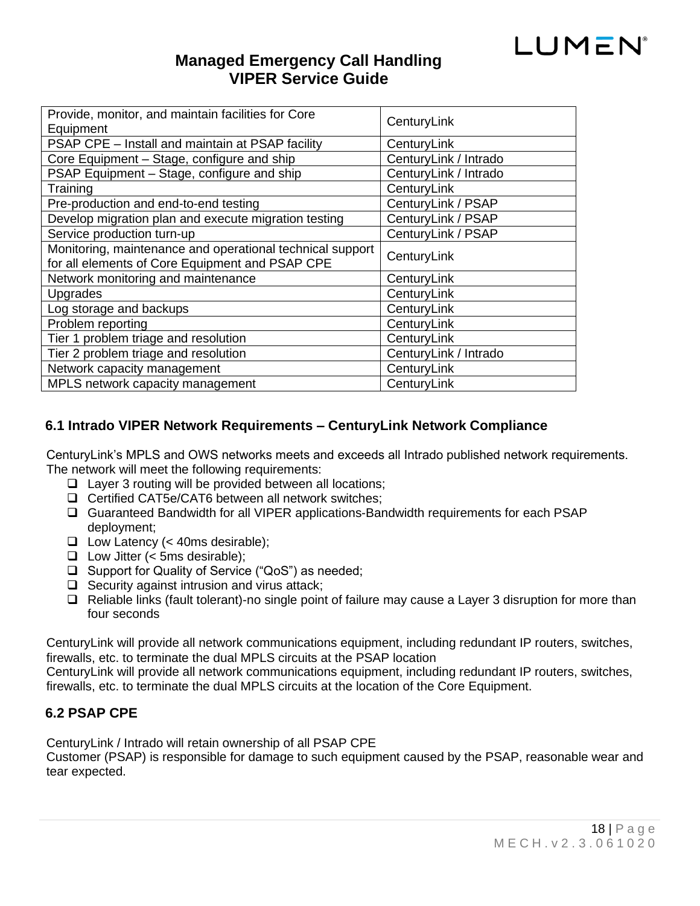| Provide, monitor, and maintain facilities for Core Equipment | CenturyLink |
|---|---|
| PSAP CPE – Install and maintain at PSAP facility | CenturyLink |
| Core Equipment – Stage, configure and ship | CenturyLink / Intrado |
| PSAP Equipment – Stage, configure and ship | CenturyLink / Intrado |
| Training | CenturyLink |
| Pre-production and end-to-end testing | CenturyLink / PSAP |
| Develop migration plan and execute migration testing | CenturyLink / PSAP |
| Service production turn-up | CenturyLink / PSAP |
| Monitoring, maintenance and operational technical support for all elements of Core Equipment and PSAP CPE | CenturyLink |
| Network monitoring and maintenance | CenturyLink |
| Upgrades | CenturyLink |
| Log storage and backups | CenturyLink |
| Problem reporting | CenturyLink |
| Tier 1 problem triage and resolution | CenturyLink |
| Tier 2 problem triage and resolution | CenturyLink / Intrado |
| Network capacity management | CenturyLink |
| MPLS network capacity management | CenturyLink |

### 6.1 Intrado VIPER Network Requirements – CenturyLink Network Compliance

CenturyLink's MPLS and OWS networks meets and exceeds all Intrado published network requirements. The network will meet the following requirements:

- Layer 3 routing will be provided between all locations;
- Certified CAT5e/CAT6 between all network switches;
- Guaranteed Bandwidth for all VIPER applications-Bandwidth requirements for each PSAP deployment;
- Low Latency (< 40ms desirable);
- Low Jitter (< 5ms desirable);
- Support for Quality of Service ("QoS") as needed;
- Security against intrusion and virus attack;
- Reliable links (fault tolerant)-no single point of failure may cause a Layer 3 disruption for more than four seconds

CenturyLink will provide all network communications equipment, including redundant IP routers, switches, firewalls, etc. to terminate the dual MPLS circuits at the PSAP location

CenturyLink will provide all network communications equipment, including redundant IP routers, switches, firewalls, etc. to terminate the dual MPLS circuits at the location of the Core Equipment.

### 6.2 PSAP CPE

CenturyLink / Intrado will retain ownership of all PSAP CPE

Customer (PSAP) is responsible for damage to such equipment caused by the PSAP, reasonable wear and tear expected.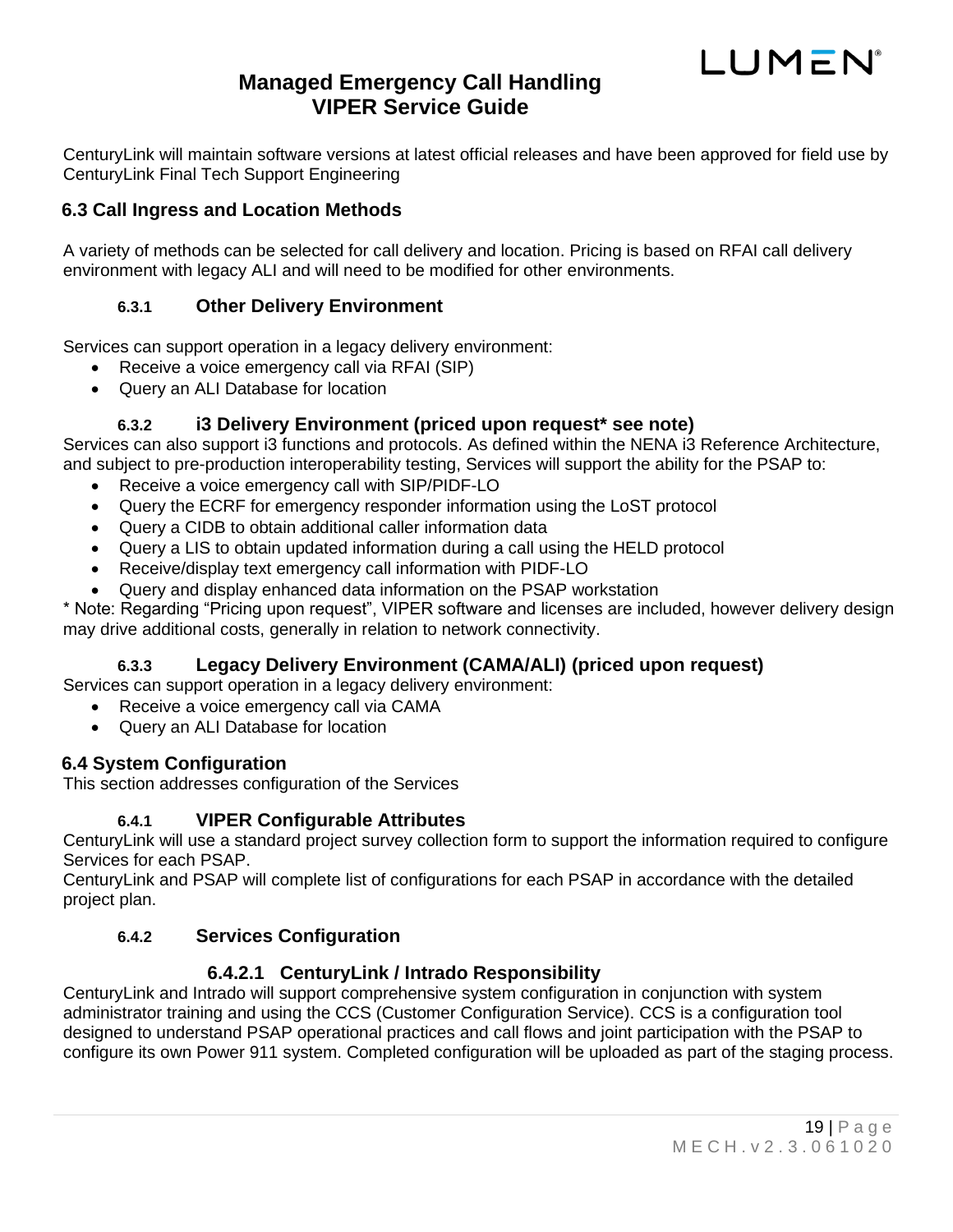CenturyLink will maintain software versions at latest official releases and have been approved for field use by CenturyLink Final Tech Support Engineering

## 6.3 Call Ingress and Location Methods

A variety of methods can be selected for call delivery and location. Pricing is based on RFAI call delivery environment with legacy ALI and will need to be modified for other environments.

### 6.3.1 Other Delivery Environment

Services can support operation in a legacy delivery environment:

- Receive a voice emergency call via RFAI (SIP)
- Query an ALI Database for location

### 6.3.2 i3 Delivery Environment (priced upon request* see note)

Services can also support i3 functions and protocols. As defined within the NENA i3 Reference Architecture, and subject to pre-production interoperability testing, Services will support the ability for the PSAP to:

- Receive a voice emergency call with SIP/PIDF-LO
- Query the ECRF for emergency responder information using the LoST protocol
- Query a CIDB to obtain additional caller information data
- Query a LIS to obtain updated information during a call using the HELD protocol
- Receive/display text emergency call information with PIDF-LO
- Query and display enhanced data information on the PSAP workstation

* Note: Regarding "Pricing upon request", VIPER software and licenses are included, however delivery design may drive additional costs, generally in relation to network connectivity.

### 6.3.3 Legacy Delivery Environment (CAMA/ALI) (priced upon request)

Services can support operation in a legacy delivery environment:

- Receive a voice emergency call via CAMA
- Query an ALI Database for location

## 6.4 System Configuration

This section addresses configuration of the Services

### 6.4.1 VIPER Configurable Attributes

CenturyLink will use a standard project survey collection form to support the information required to configure Services for each PSAP.

CenturyLink and PSAP will complete list of configurations for each PSAP in accordance with the detailed project plan.

### 6.4.2 Services Configuration

#### 6.4.2.1 CenturyLink / Intrado Responsibility

CenturyLink and Intrado will support comprehensive system configuration in conjunction with system administrator training and using the CCS (Customer Configuration Service). CCS is a configuration tool designed to understand PSAP operational practices and call flows and joint participation with the PSAP to configure its own Power 911 system. Completed configuration will be uploaded as part of the staging process.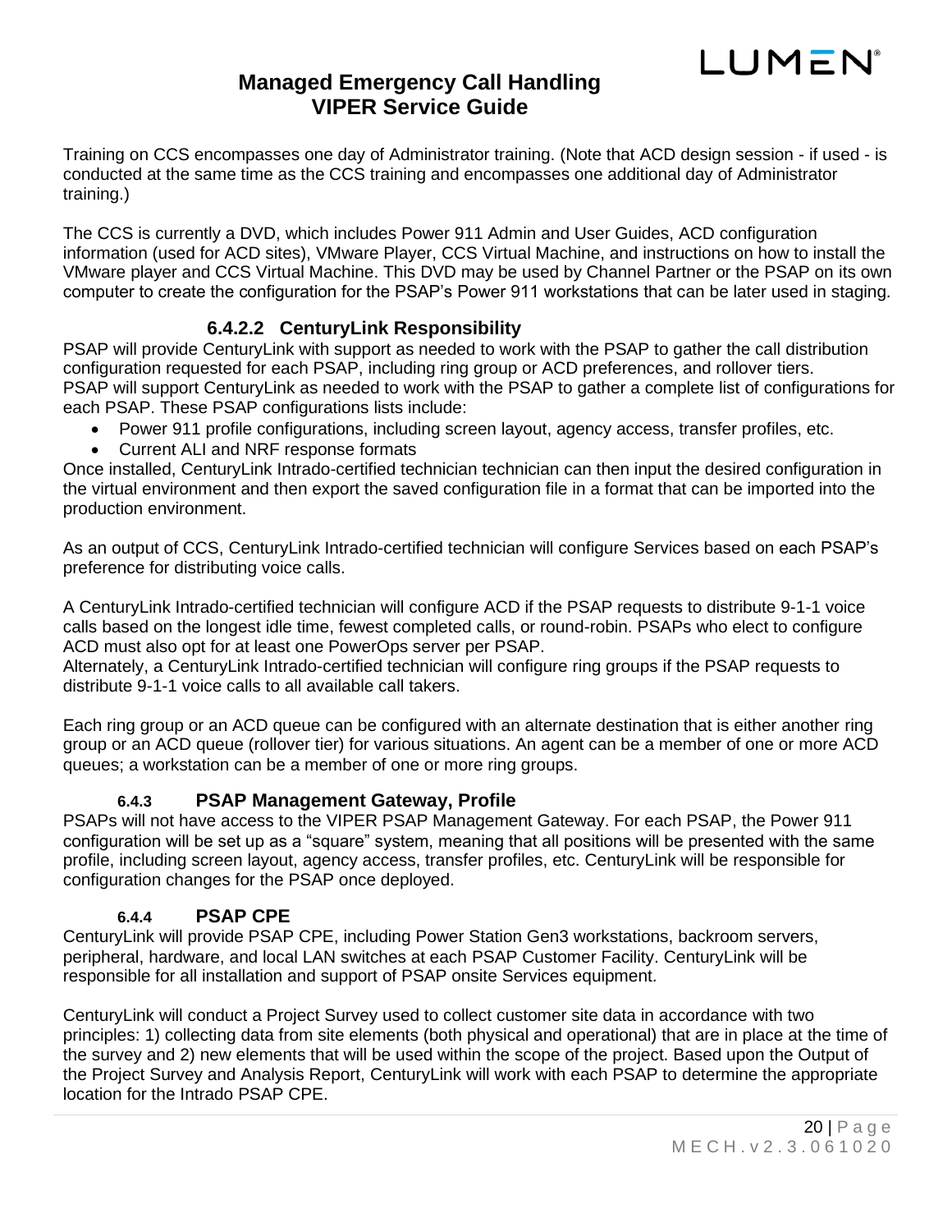Training on CCS encompasses one day of Administrator training. (Note that ACD design session - if used - is conducted at the same time as the CCS training and encompasses one additional day of Administrator training.)

The CCS is currently a DVD, which includes Power 911 Admin and User Guides, ACD configuration information (used for ACD sites), VMware Player, CCS Virtual Machine, and instructions on how to install the VMware player and CCS Virtual Machine. This DVD may be used by Channel Partner or the PSAP on its own computer to create the configuration for the PSAP's Power 911 workstations that can be later used in staging.

#### 6.4.2.2 CenturyLink Responsibility

PSAP will provide CenturyLink with support as needed to work with the PSAP to gather the call distribution configuration requested for each PSAP, including ring group or ACD preferences, and rollover tiers.
PSAP will support CenturyLink as needed to work with the PSAP to gather a complete list of configurations for each PSAP. These PSAP configurations lists include:

- Power 911 profile configurations, including screen layout, agency access, transfer profiles, etc.
- Current ALI and NRF response formats

Once installed, CenturyLink Intrado-certified technician technician can then input the desired configuration in the virtual environment and then export the saved configuration file in a format that can be imported into the production environment.

As an output of CCS, CenturyLink Intrado-certified technician will configure Services based on each PSAP's preference for distributing voice calls.

A CenturyLink Intrado-certified technician will configure ACD if the PSAP requests to distribute 9-1-1 voice calls based on the longest idle time, fewest completed calls, or round-robin. PSAPs who elect to configure ACD must also opt for at least one PowerOps server per PSAP.
Alternately, a CenturyLink Intrado-certified technician will configure ring groups if the PSAP requests to distribute 9-1-1 voice calls to all available call takers.

Each ring group or an ACD queue can be configured with an alternate destination that is either another ring group or an ACD queue (rollover tier) for various situations. An agent can be a member of one or more ACD queues; a workstation can be a member of one or more ring groups.

### 6.4.3 PSAP Management Gateway, Profile

PSAPs will not have access to the VIPER PSAP Management Gateway. For each PSAP, the Power 911 configuration will be set up as a "square" system, meaning that all positions will be presented with the same profile, including screen layout, agency access, transfer profiles, etc. CenturyLink will be responsible for configuration changes for the PSAP once deployed.

### 6.4.4 PSAP CPE

CenturyLink will provide PSAP CPE, including Power Station Gen3 workstations, backroom servers, peripheral, hardware, and local LAN switches at each PSAP Customer Facility. CenturyLink will be responsible for all installation and support of PSAP onsite Services equipment.

CenturyLink will conduct a Project Survey used to collect customer site data in accordance with two principles: 1) collecting data from site elements (both physical and operational) that are in place at the time of the survey and 2) new elements that will be used within the scope of the project. Based upon the Output of the Project Survey and Analysis Report, CenturyLink will work with each PSAP to determine the appropriate location for the Intrado PSAP CPE.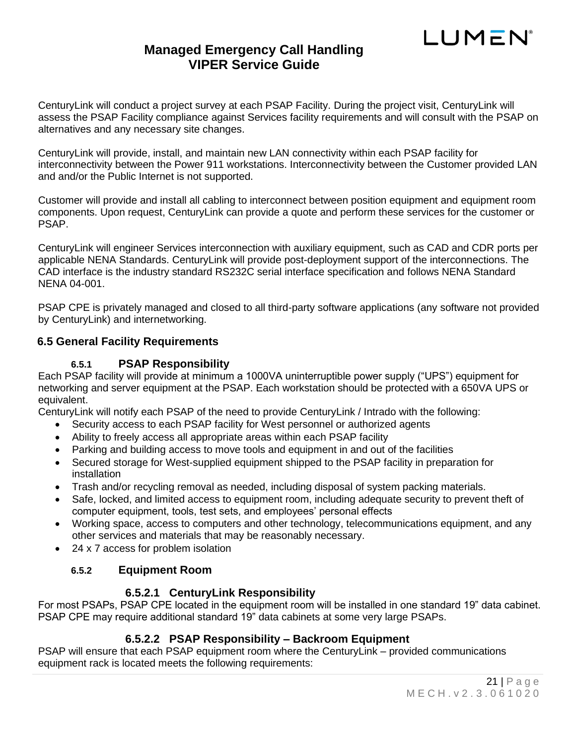CenturyLink will conduct a project survey at each PSAP Facility. During the project visit, CenturyLink will assess the PSAP Facility compliance against Services facility requirements and will consult with the PSAP on alternatives and any necessary site changes.

CenturyLink will provide, install, and maintain new LAN connectivity within each PSAP facility for interconnectivity between the Power 911 workstations. Interconnectivity between the Customer provided LAN and and/or the Public Internet is not supported.

Customer will provide and install all cabling to interconnect between position equipment and equipment room components. Upon request, CenturyLink can provide a quote and perform these services for the customer or PSAP.

CenturyLink will engineer Services interconnection with auxiliary equipment, such as CAD and CDR ports per applicable NENA Standards. CenturyLink will provide post-deployment support of the interconnections. The CAD interface is the industry standard RS232C serial interface specification and follows NENA Standard NENA 04-001.

PSAP CPE is privately managed and closed to all third-party software applications (any software not provided by CenturyLink) and internetworking.

## 6.5 General Facility Requirements

### 6.5.1 PSAP Responsibility

Each PSAP facility will provide at minimum a 1000VA uninterruptible power supply ("UPS") equipment for networking and server equipment at the PSAP. Each workstation should be protected with a 650VA UPS or equivalent.

CenturyLink will notify each PSAP of the need to provide CenturyLink / Intrado with the following:

- Security access to each PSAP facility for West personnel or authorized agents
- Ability to freely access all appropriate areas within each PSAP facility
- Parking and building access to move tools and equipment in and out of the facilities
- Secured storage for West-supplied equipment shipped to the PSAP facility in preparation for installation
- Trash and/or recycling removal as needed, including disposal of system packing materials.
- Safe, locked, and limited access to equipment room, including adequate security to prevent theft of computer equipment, tools, test sets, and employees' personal effects
- Working space, access to computers and other technology, telecommunications equipment, and any other services and materials that may be reasonably necessary.
- 24 x 7 access for problem isolation

### 6.5.2 Equipment Room

#### 6.5.2.1 CenturyLink Responsibility

For most PSAPs, PSAP CPE located in the equipment room will be installed in one standard 19" data cabinet. PSAP CPE may require additional standard 19" data cabinets at some very large PSAPs.

#### 6.5.2.2 PSAP Responsibility – Backroom Equipment

PSAP will ensure that each PSAP equipment room where the CenturyLink – provided communications equipment rack is located meets the following requirements: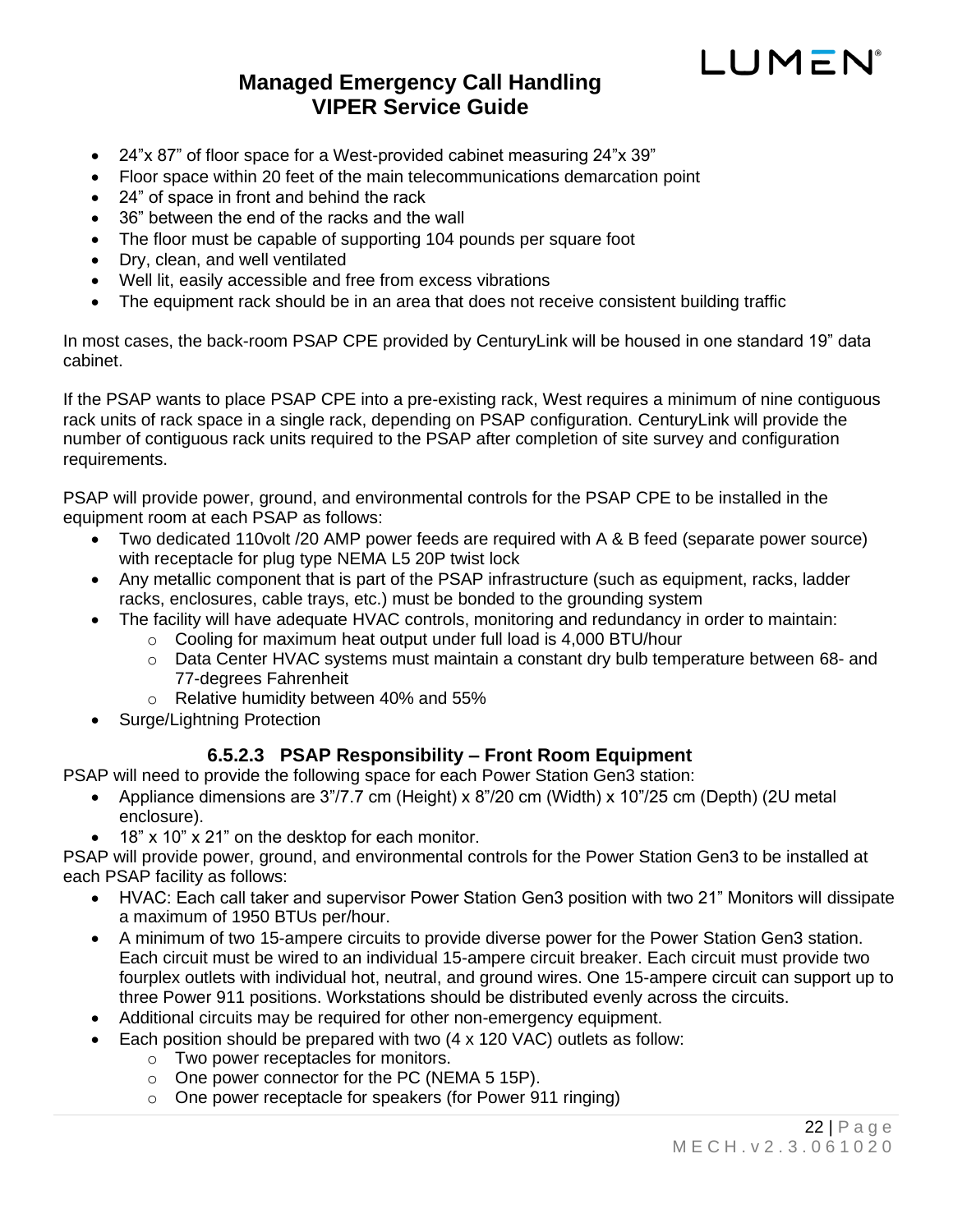- 24"x 87" of floor space for a West-provided cabinet measuring 24"x 39"
- Floor space within 20 feet of the main telecommunications demarcation point
- 24" of space in front and behind the rack
- 36" between the end of the racks and the wall
- The floor must be capable of supporting 104 pounds per square foot
- Dry, clean, and well ventilated
- Well lit, easily accessible and free from excess vibrations
- The equipment rack should be in an area that does not receive consistent building traffic

In most cases, the back-room PSAP CPE provided by CenturyLink will be housed in one standard 19" data cabinet.

If the PSAP wants to place PSAP CPE into a pre-existing rack, West requires a minimum of nine contiguous rack units of rack space in a single rack, depending on PSAP configuration. CenturyLink will provide the number of contiguous rack units required to the PSAP after completion of site survey and configuration requirements.

PSAP will provide power, ground, and environmental controls for the PSAP CPE to be installed in the equipment room at each PSAP as follows:

- Two dedicated 110volt /20 AMP power feeds are required with A & B feed (separate power source) with receptacle for plug type NEMA L5 20P twist lock
- Any metallic component that is part of the PSAP infrastructure (such as equipment, racks, ladder racks, enclosures, cable trays, etc.) must be bonded to the grounding system
- The facility will have adequate HVAC controls, monitoring and redundancy in order to maintain:
  - Cooling for maximum heat output under full load is 4,000 BTU/hour
  - Data Center HVAC systems must maintain a constant dry bulb temperature between 68- and 77-degrees Fahrenheit
  - Relative humidity between 40% and 55%
- Surge/Lightning Protection

#### 6.5.2.3 PSAP Responsibility – Front Room Equipment

PSAP will need to provide the following space for each Power Station Gen3 station:

- Appliance dimensions are 3"/7.7 cm (Height) x 8"/20 cm (Width) x 10"/25 cm (Depth) (2U metal enclosure).
- 18" x 10" x 21" on the desktop for each monitor.

PSAP will provide power, ground, and environmental controls for the Power Station Gen3 to be installed at each PSAP facility as follows:

- HVAC: Each call taker and supervisor Power Station Gen3 position with two 21" Monitors will dissipate a maximum of 1950 BTUs per/hour.
- A minimum of two 15-ampere circuits to provide diverse power for the Power Station Gen3 station. Each circuit must be wired to an individual 15-ampere circuit breaker. Each circuit must provide two fourplex outlets with individual hot, neutral, and ground wires. One 15-ampere circuit can support up to three Power 911 positions. Workstations should be distributed evenly across the circuits.
- Additional circuits may be required for other non-emergency equipment.
- Each position should be prepared with two (4 x 120 VAC) outlets as follow:
  - Two power receptacles for monitors.
  - One power connector for the PC (NEMA 5 15P).
  - One power receptacle for speakers (for Power 911 ringing)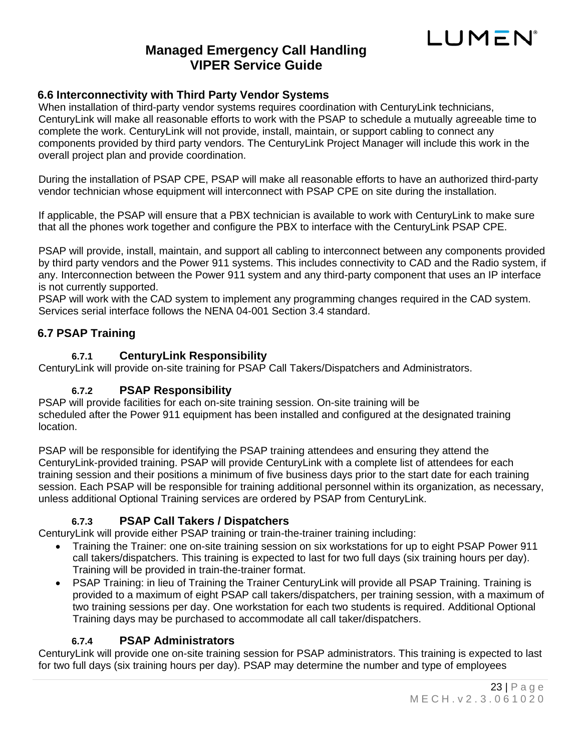## 6.6 Interconnectivity with Third Party Vendor Systems

When installation of third-party vendor systems requires coordination with CenturyLink technicians, CenturyLink will make all reasonable efforts to work with the PSAP to schedule a mutually agreeable time to complete the work. CenturyLink will not provide, install, maintain, or support cabling to connect any components provided by third party vendors. The CenturyLink Project Manager will include this work in the overall project plan and provide coordination.

During the installation of PSAP CPE, PSAP will make all reasonable efforts to have an authorized third-party vendor technician whose equipment will interconnect with PSAP CPE on site during the installation.

If applicable, the PSAP will ensure that a PBX technician is available to work with CenturyLink to make sure that all the phones work together and configure the PBX to interface with the CenturyLink PSAP CPE.

PSAP will provide, install, maintain, and support all cabling to interconnect between any components provided by third party vendors and the Power 911 systems. This includes connectivity to CAD and the Radio system, if any. Interconnection between the Power 911 system and any third-party component that uses an IP interface is not currently supported.
PSAP will work with the CAD system to implement any programming changes required in the CAD system. Services serial interface follows the NENA 04-001 Section 3.4 standard.

## 6.7 PSAP Training

### 6.7.1 CenturyLink Responsibility

CenturyLink will provide on-site training for PSAP Call Takers/Dispatchers and Administrators.

### 6.7.2 PSAP Responsibility

PSAP will provide facilities for each on-site training session. On-site training will be scheduled after the Power 911 equipment has been installed and configured at the designated training location.

PSAP will be responsible for identifying the PSAP training attendees and ensuring they attend the CenturyLink-provided training. PSAP will provide CenturyLink with a complete list of attendees for each training session and their positions a minimum of five business days prior to the start date for each training session. Each PSAP will be responsible for training additional personnel within its organization, as necessary, unless additional Optional Training services are ordered by PSAP from CenturyLink.

### 6.7.3 PSAP Call Takers / Dispatchers

CenturyLink will provide either PSAP training or train-the-trainer training including:

- Training the Trainer: one on-site training session on six workstations for up to eight PSAP Power 911 call takers/dispatchers. This training is expected to last for two full days (six training hours per day). Training will be provided in train-the-trainer format.
- PSAP Training: in lieu of Training the Trainer CenturyLink will provide all PSAP Training. Training is provided to a maximum of eight PSAP call takers/dispatchers, per training session, with a maximum of two training sessions per day. One workstation for each two students is required. Additional Optional Training days may be purchased to accommodate all call taker/dispatchers.

### 6.7.4 PSAP Administrators

CenturyLink will provide one on-site training session for PSAP administrators. This training is expected to last for two full days (six training hours per day). PSAP may determine the number and type of employees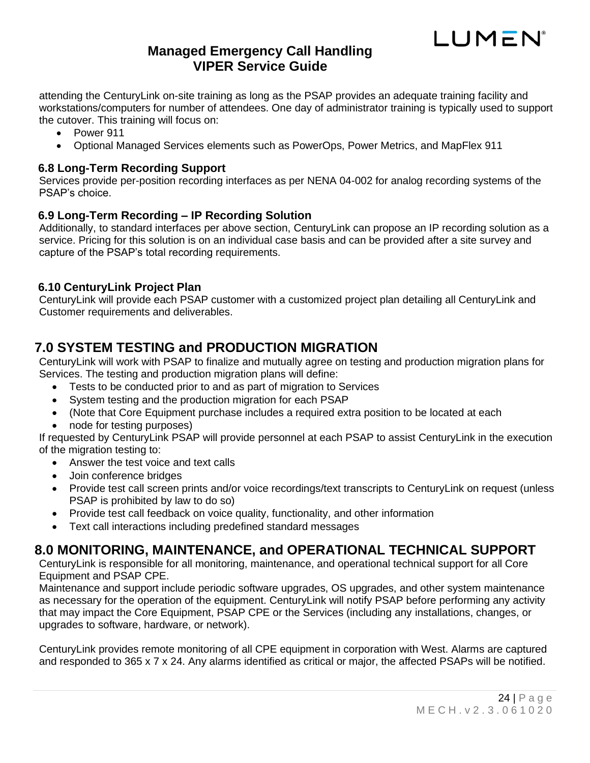attending the CenturyLink on-site training as long as the PSAP provides an adequate training facility and workstations/computers for number of attendees. One day of administrator training is typically used to support the cutover. This training will focus on:

- Power 911
- Optional Managed Services elements such as PowerOps, Power Metrics, and MapFlex 911

### 6.8 Long-Term Recording Support

Services provide per-position recording interfaces as per NENA 04-002 for analog recording systems of the PSAP's choice.

### 6.9 Long-Term Recording – IP Recording Solution

Additionally, to standard interfaces per above section, CenturyLink can propose an IP recording solution as a service. Pricing for this solution is on an individual case basis and can be provided after a site survey and capture of the PSAP's total recording requirements.

### 6.10 CenturyLink Project Plan

CenturyLink will provide each PSAP customer with a customized project plan detailing all CenturyLink and Customer requirements and deliverables.

## 7.0 SYSTEM TESTING and PRODUCTION MIGRATION

CenturyLink will work with PSAP to finalize and mutually agree on testing and production migration plans for Services. The testing and production migration plans will define:

- Tests to be conducted prior to and as part of migration to Services
- System testing and the production migration for each PSAP
- (Note that Core Equipment purchase includes a required extra position to be located at each
- node for testing purposes)

If requested by CenturyLink PSAP will provide personnel at each PSAP to assist CenturyLink in the execution of the migration testing to:

- Answer the test voice and text calls
- Join conference bridges
- Provide test call screen prints and/or voice recordings/text transcripts to CenturyLink on request (unless PSAP is prohibited by law to do so)
- Provide test call feedback on voice quality, functionality, and other information
- Text call interactions including predefined standard messages

## 8.0 MONITORING, MAINTENANCE, and OPERATIONAL TECHNICAL SUPPORT

CenturyLink is responsible for all monitoring, maintenance, and operational technical support for all Core Equipment and PSAP CPE.

Maintenance and support include periodic software upgrades, OS upgrades, and other system maintenance as necessary for the operation of the equipment. CenturyLink will notify PSAP before performing any activity that may impact the Core Equipment, PSAP CPE or the Services (including any installations, changes, or upgrades to software, hardware, or network).

CenturyLink provides remote monitoring of all CPE equipment in corporation with West. Alarms are captured and responded to 365 x 7 x 24. Any alarms identified as critical or major, the affected PSAPs will be notified.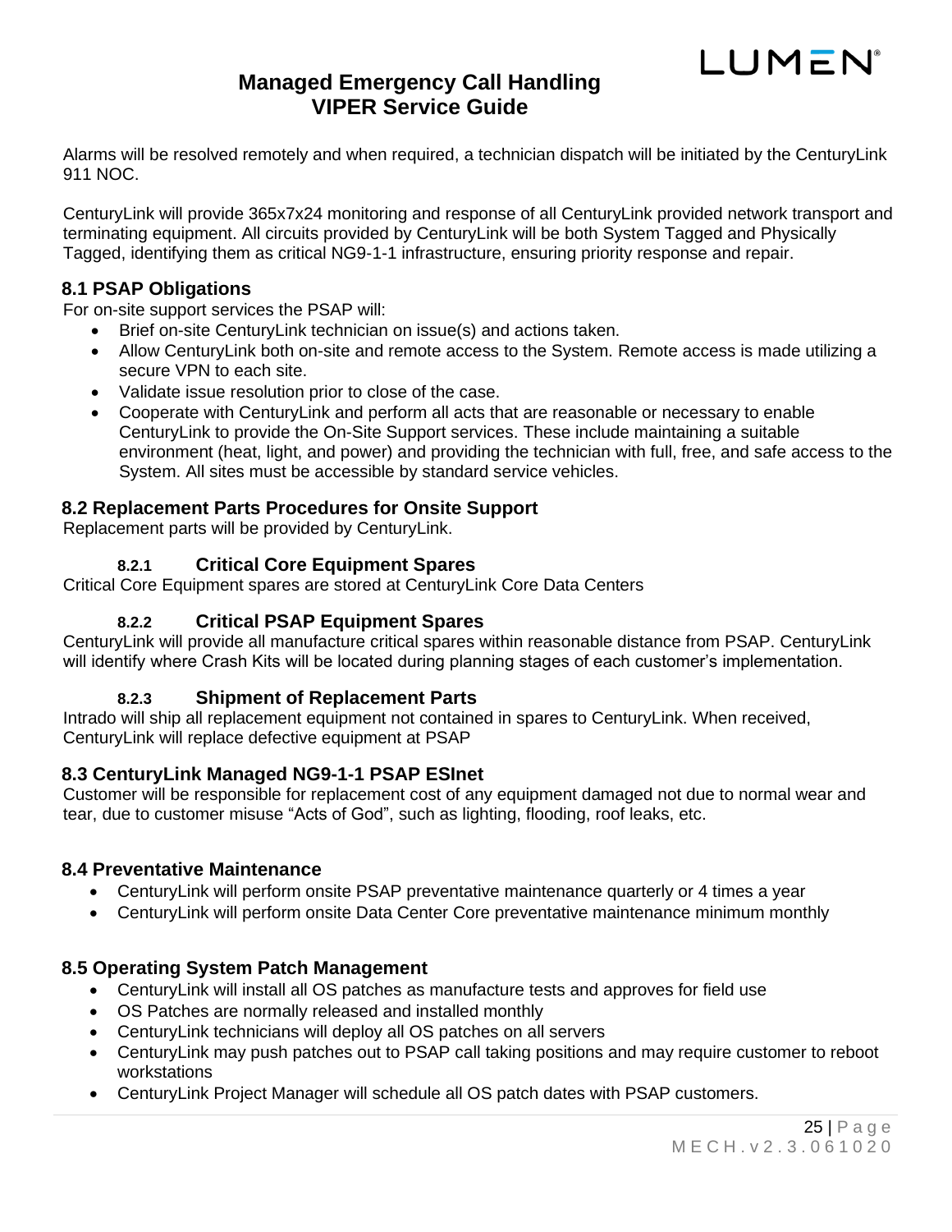Alarms will be resolved remotely and when required, a technician dispatch will be initiated by the CenturyLink 911 NOC.

CenturyLink will provide 365x7x24 monitoring and response of all CenturyLink provided network transport and terminating equipment. All circuits provided by CenturyLink will be both System Tagged and Physically Tagged, identifying them as critical NG9-1-1 infrastructure, ensuring priority response and repair.

## 8.1 PSAP Obligations

For on-site support services the PSAP will:

- Brief on-site CenturyLink technician on issue(s) and actions taken.
- Allow CenturyLink both on-site and remote access to the System. Remote access is made utilizing a secure VPN to each site.
- Validate issue resolution prior to close of the case.
- Cooperate with CenturyLink and perform all acts that are reasonable or necessary to enable CenturyLink to provide the On-Site Support services. These include maintaining a suitable environment (heat, light, and power) and providing the technician with full, free, and safe access to the System. All sites must be accessible by standard service vehicles.

## 8.2 Replacement Parts Procedures for Onsite Support

Replacement parts will be provided by CenturyLink.

### 8.2.1 Critical Core Equipment Spares

Critical Core Equipment spares are stored at CenturyLink Core Data Centers

### 8.2.2 Critical PSAP Equipment Spares

CenturyLink will provide all manufacture critical spares within reasonable distance from PSAP. CenturyLink will identify where Crash Kits will be located during planning stages of each customer's implementation.

### 8.2.3 Shipment of Replacement Parts

Intrado will ship all replacement equipment not contained in spares to CenturyLink. When received, CenturyLink will replace defective equipment at PSAP

## 8.3 CenturyLink Managed NG9-1-1 PSAP ESInet

Customer will be responsible for replacement cost of any equipment damaged not due to normal wear and tear, due to customer misuse "Acts of God", such as lighting, flooding, roof leaks, etc.

## 8.4 Preventative Maintenance

- CenturyLink will perform onsite PSAP preventative maintenance quarterly or 4 times a year
- CenturyLink will perform onsite Data Center Core preventative maintenance minimum monthly

## 8.5 Operating System Patch Management

- CenturyLink will install all OS patches as manufacture tests and approves for field use
- OS Patches are normally released and installed monthly
- CenturyLink technicians will deploy all OS patches on all servers
- CenturyLink may push patches out to PSAP call taking positions and may require customer to reboot workstations
- CenturyLink Project Manager will schedule all OS patch dates with PSAP customers.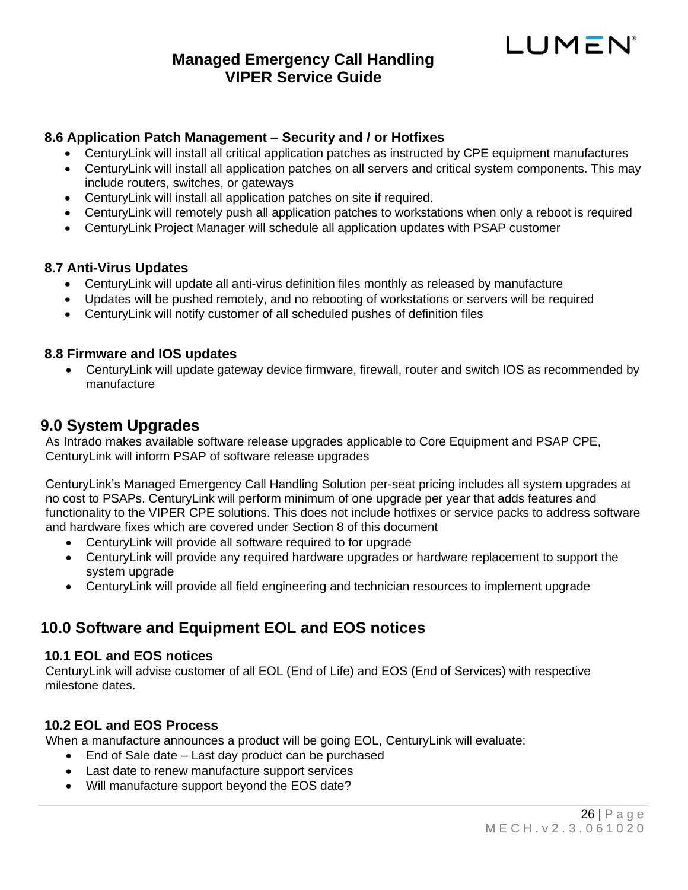### 8.6 Application Patch Management – Security and / or Hotfixes

- CenturyLink will install all critical application patches as instructed by CPE equipment manufactures
- CenturyLink will install all application patches on all servers and critical system components. This may include routers, switches, or gateways
- CenturyLink will install all application patches on site if required.
- CenturyLink will remotely push all application patches to workstations when only a reboot is required
- CenturyLink Project Manager will schedule all application updates with PSAP customer

### 8.7 Anti-Virus Updates

- CenturyLink will update all anti-virus definition files monthly as released by manufacture
- Updates will be pushed remotely, and no rebooting of workstations or servers will be required
- CenturyLink will notify customer of all scheduled pushes of definition files

### 8.8 Firmware and IOS updates

- CenturyLink will update gateway device firmware, firewall, router and switch IOS as recommended by manufacture

## 9.0 System Upgrades

As Intrado makes available software release upgrades applicable to Core Equipment and PSAP CPE, CenturyLink will inform PSAP of software release upgrades

CenturyLink's Managed Emergency Call Handling Solution per-seat pricing includes all system upgrades at no cost to PSAPs. CenturyLink will perform minimum of one upgrade per year that adds features and functionality to the VIPER CPE solutions. This does not include hotfixes or service packs to address software and hardware fixes which are covered under Section 8 of this document

- CenturyLink will provide all software required to for upgrade
- CenturyLink will provide any required hardware upgrades or hardware replacement to support the system upgrade
- CenturyLink will provide all field engineering and technician resources to implement upgrade

## 10.0 Software and Equipment EOL and EOS notices

### 10.1 EOL and EOS notices

CenturyLink will advise customer of all EOL (End of Life) and EOS (End of Services) with respective milestone dates.

### 10.2 EOL and EOS Process

When a manufacture announces a product will be going EOL, CenturyLink will evaluate:

- End of Sale date – Last day product can be purchased
- Last date to renew manufacture support services
- Will manufacture support beyond the EOS date?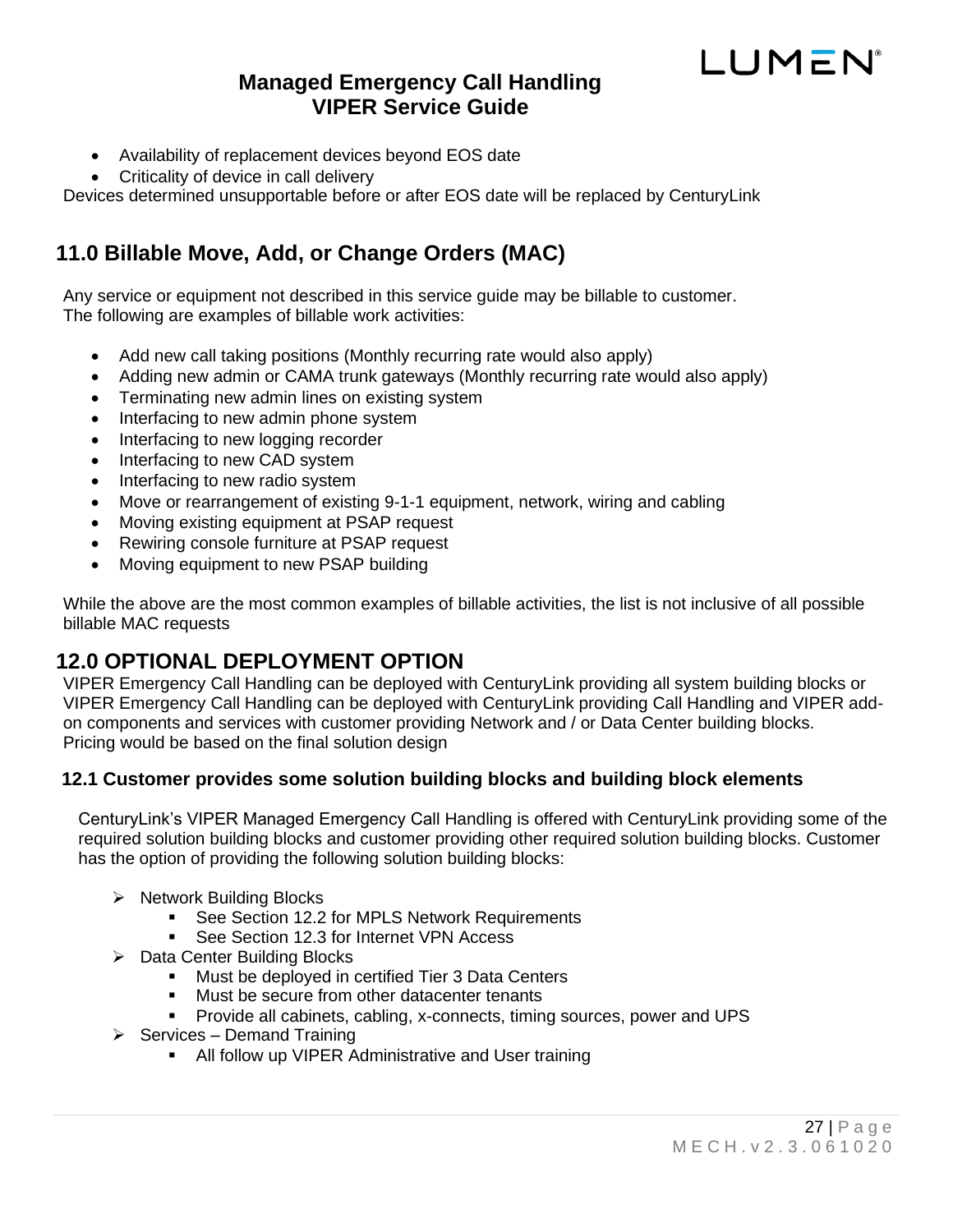- Availability of replacement devices beyond EOS date
- Criticality of device in call delivery

Devices determined unsupportable before or after EOS date will be replaced by CenturyLink

## 11.0 Billable Move, Add, or Change Orders (MAC)

Any service or equipment not described in this service guide may be billable to customer.
The following are examples of billable work activities:

- Add new call taking positions (Monthly recurring rate would also apply)
- Adding new admin or CAMA trunk gateways (Monthly recurring rate would also apply)
- Terminating new admin lines on existing system
- Interfacing to new admin phone system
- Interfacing to new logging recorder
- Interfacing to new CAD system
- Interfacing to new radio system
- Move or rearrangement of existing 9-1-1 equipment, network, wiring and cabling
- Moving existing equipment at PSAP request
- Rewiring console furniture at PSAP request
- Moving equipment to new PSAP building

While the above are the most common examples of billable activities, the list is not inclusive of all possible billable MAC requests

## 12.0 OPTIONAL DEPLOYMENT OPTION

VIPER Emergency Call Handling can be deployed with CenturyLink providing all system building blocks or VIPER Emergency Call Handling can be deployed with CenturyLink providing Call Handling and VIPER add-on components and services with customer providing Network and / or Data Center building blocks.
Pricing would be based on the final solution design

### 12.1 Customer provides some solution building blocks and building block elements

CenturyLink's VIPER Managed Emergency Call Handling is offered with CenturyLink providing some of the required solution building blocks and customer providing other required solution building blocks. Customer has the option of providing the following solution building blocks:

- Network Building Blocks
  - See Section 12.2 for MPLS Network Requirements
  - See Section 12.3 for Internet VPN Access
- Data Center Building Blocks
  - Must be deployed in certified Tier 3 Data Centers
  - Must be secure from other datacenter tenants
  - Provide all cabinets, cabling, x-connects, timing sources, power and UPS
- Services – Demand Training
  - All follow up VIPER Administrative and User training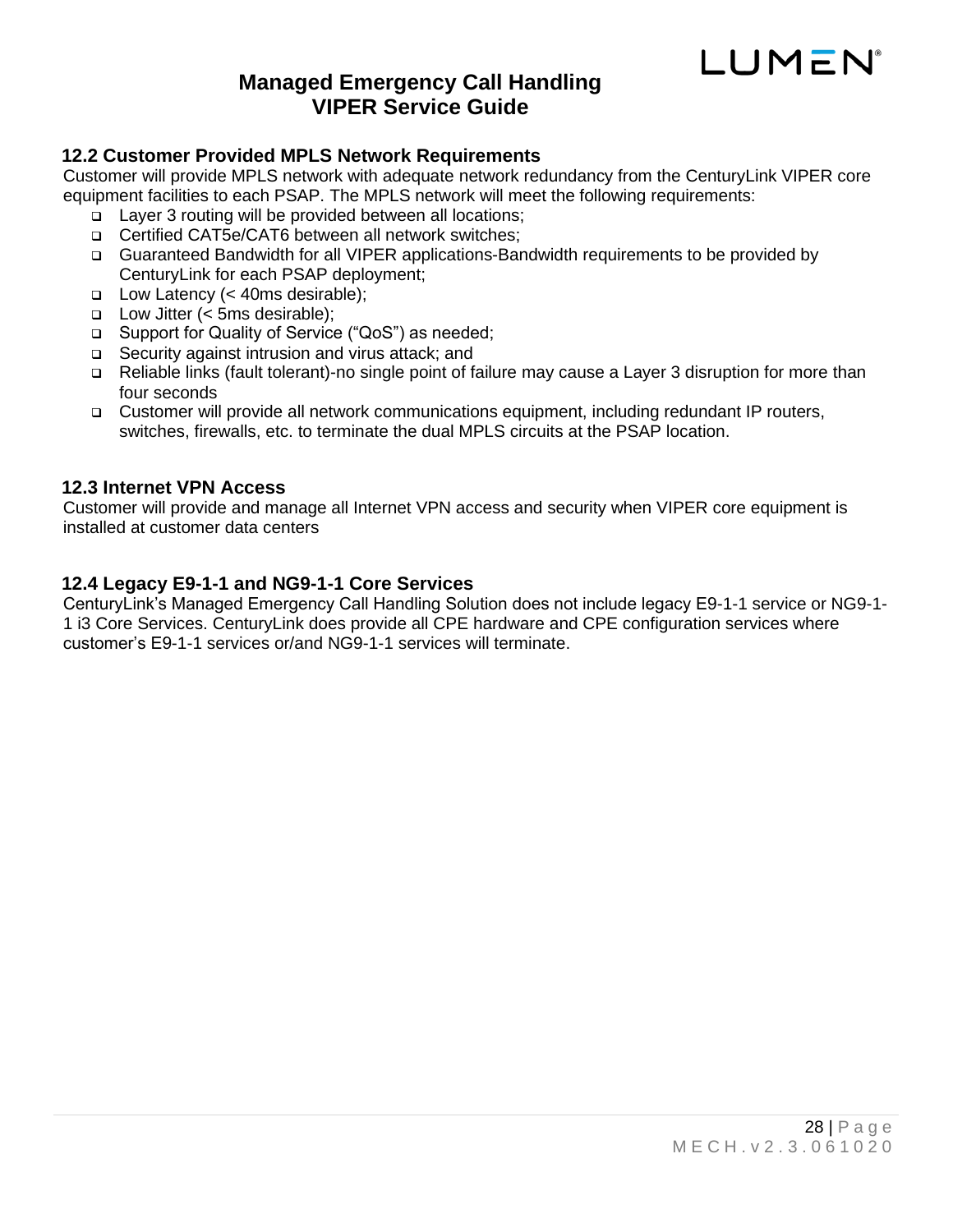## 12.2 Customer Provided MPLS Network Requirements

Customer will provide MPLS network with adequate network redundancy from the CenturyLink VIPER core equipment facilities to each PSAP. The MPLS network will meet the following requirements:

- Layer 3 routing will be provided between all locations;
- Certified CAT5e/CAT6 between all network switches;
- Guaranteed Bandwidth for all VIPER applications-Bandwidth requirements to be provided by CenturyLink for each PSAP deployment;
- Low Latency (< 40ms desirable);
- Low Jitter (< 5ms desirable);
- Support for Quality of Service ("QoS") as needed;
- Security against intrusion and virus attack; and
- Reliable links (fault tolerant)-no single point of failure may cause a Layer 3 disruption for more than four seconds
- Customer will provide all network communications equipment, including redundant IP routers, switches, firewalls, etc. to terminate the dual MPLS circuits at the PSAP location.

## 12.3 Internet VPN Access

Customer will provide and manage all Internet VPN access and security when VIPER core equipment is installed at customer data centers

## 12.4 Legacy E9-1-1 and NG9-1-1 Core Services

CenturyLink's Managed Emergency Call Handling Solution does not include legacy E9-1-1 service or NG9-1-1 i3 Core Services. CenturyLink does provide all CPE hardware and CPE configuration services where customer's E9-1-1 services or/and NG9-1-1 services will terminate.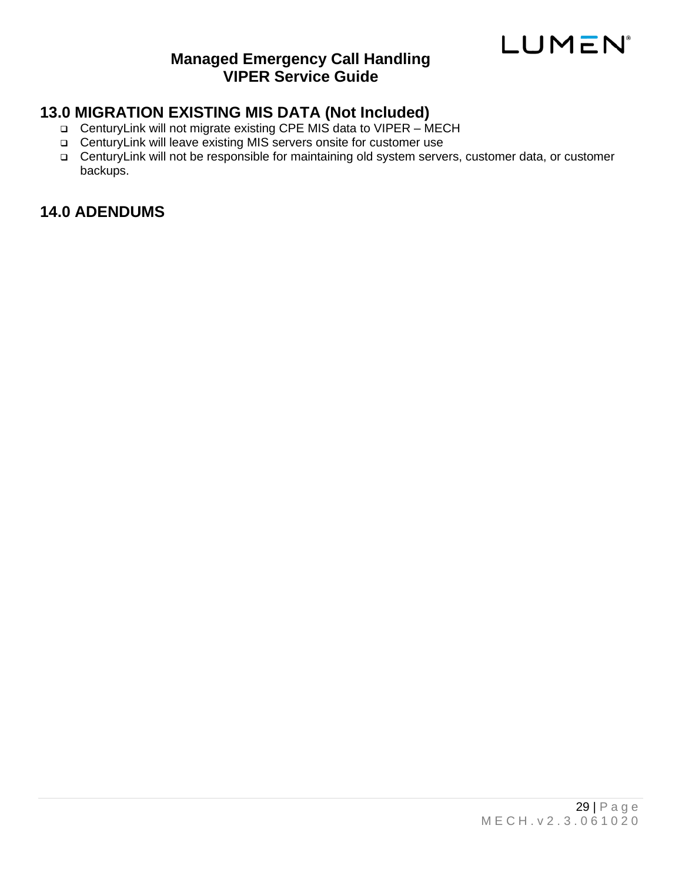## 13.0 MIGRATION EXISTING MIS DATA (Not Included)

- CenturyLink will not migrate existing CPE MIS data to VIPER – MECH
- CenturyLink will leave existing MIS servers onsite for customer use
- CenturyLink will not be responsible for maintaining old system servers, customer data, or customer backups.

## 14.0 ADENDUMS